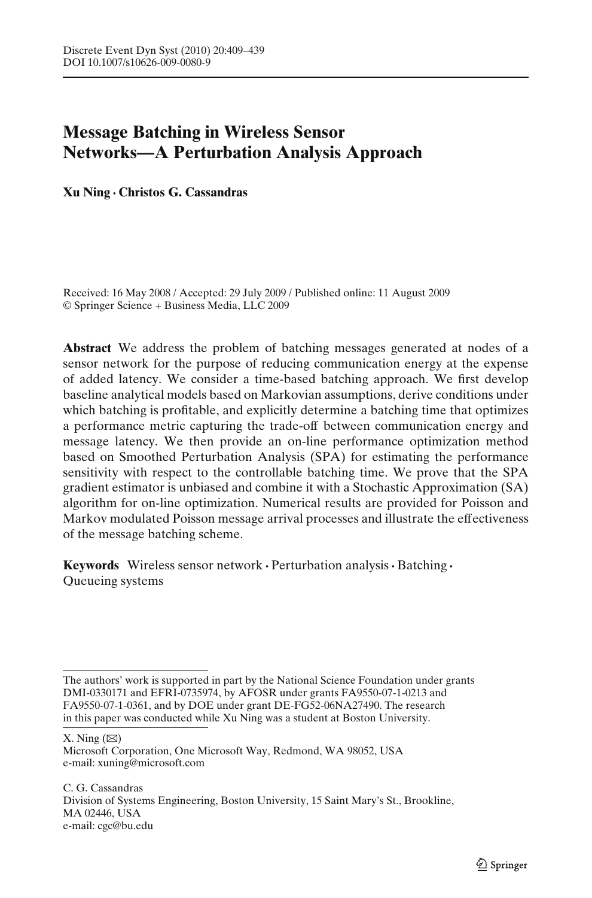# Message Batching in Wireless Sensor Networks—A Perturbation Analysis Approach

**Xu Ning · Christos G. Cassandras**

Received: 16 May 2008 / Accepted: 29 July 2009 / Published online: 11 August 2009
© Springer Science + Business Media, LLC 2009

**Abstract** We address the problem of batching messages generated at nodes of a sensor network for the purpose of reducing communication energy at the expense of added latency. We consider a time-based batching approach. We first develop baseline analytical models based on Markovian assumptions, derive conditions under which batching is profitable, and explicitly determine a batching time that optimizes a performance metric capturing the trade-off between communication energy and message latency. We then provide an on-line performance optimization method based on Smoothed Perturbation Analysis (SPA) for estimating the performance sensitivity with respect to the controllable batching time. We prove that the SPA gradient estimator is unbiased and combine it with a Stochastic Approximation (SA) algorithm for on-line optimization. Numerical results are provided for Poisson and Markov modulated Poisson message arrival processes and illustrate the effectiveness of the message batching scheme.

**Keywords** Wireless sensor network · Perturbation analysis · Batching · Queueing systems

---

The authors' work is supported in part by the National Science Foundation under grants DMI-0330171 and EFRI-0735974, by AFOSR under grants FA9550-07-1-0213 and FA9550-07-1-0361, and by DOE under grant DE-FG52-06NA27490. The research in this paper was conducted while Xu Ning was a student at Boston University.

X. Ning (✉)
Microsoft Corporation, One Microsoft Way, Redmond, WA 98052, USA
e-mail: xuning@microsoft.com

C. G. Cassandras
Division of Systems Engineering, Boston University, 15 Saint Mary's St., Brookline, MA 02446, USA
e-mail: cgc@bu.edu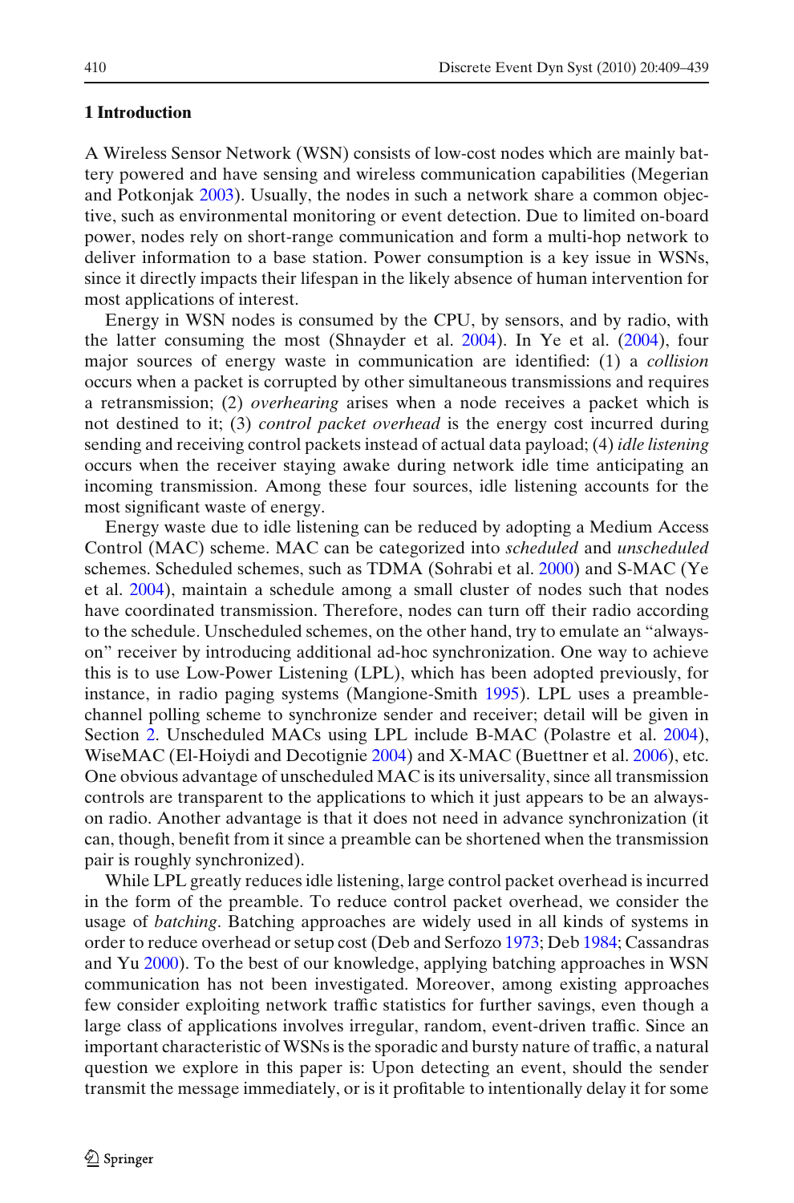## 1 Introduction

A Wireless Sensor Network (WSN) consists of low-cost nodes which are mainly battery powered and have sensing and wireless communication capabilities (Megerian and Potkonjak 2003). Usually, the nodes in such a network share a common objective, such as environmental monitoring or event detection. Due to limited on-board power, nodes rely on short-range communication and form a multi-hop network to deliver information to a base station. Power consumption is a key issue in WSNs, since it directly impacts their lifespan in the likely absence of human intervention for most applications of interest.

Energy in WSN nodes is consumed by the CPU, by sensors, and by radio, with the latter consuming the most (Shnayder et al. 2004). In Ye et al. (2004), four major sources of energy waste in communication are identified: (1) a *collision* occurs when a packet is corrupted by other simultaneous transmissions and requires a retransmission; (2) *overhearing* arises when a node receives a packet which is not destined to it; (3) *control packet overhead* is the energy cost incurred during sending and receiving control packets instead of actual data payload; (4) *idle listening* occurs when the receiver staying awake during network idle time anticipating an incoming transmission. Among these four sources, idle listening accounts for the most significant waste of energy.

Energy waste due to idle listening can be reduced by adopting a Medium Access Control (MAC) scheme. MAC can be categorized into *scheduled* and *unscheduled* schemes. Scheduled schemes, such as TDMA (Sohrabi et al. 2000) and S-MAC (Ye et al. 2004), maintain a schedule among a small cluster of nodes such that nodes have coordinated transmission. Therefore, nodes can turn off their radio according to the schedule. Unscheduled schemes, on the other hand, try to emulate an "always-on" receiver by introducing additional ad-hoc synchronization. One way to achieve this is to use Low-Power Listening (LPL), which has been adopted previously, for instance, in radio paging systems (Mangione-Smith 1995). LPL uses a preamble-channel polling scheme to synchronize sender and receiver; detail will be given in Section 2. Unscheduled MACs using LPL include B-MAC (Polastre et al. 2004), WiseMAC (El-Hoiydi and Decotignie 2004) and X-MAC (Buettner et al. 2006), etc. One obvious advantage of unscheduled MAC is its universality, since all transmission controls are transparent to the applications to which it just appears to be an always-on radio. Another advantage is that it does not need in advance synchronization (it can, though, benefit from it since a preamble can be shortened when the transmission pair is roughly synchronized).

While LPL greatly reduces idle listening, large control packet overhead is incurred in the form of the preamble. To reduce control packet overhead, we consider the usage of *batching*. Batching approaches are widely used in all kinds of systems in order to reduce overhead or setup cost (Deb and Serfozo 1973; Deb 1984; Cassandras and Yu 2000). To the best of our knowledge, applying batching approaches in WSN communication has not been investigated. Moreover, among existing approaches few consider exploiting network traffic statistics for further savings, even though a large class of applications involves irregular, random, event-driven traffic. Since an important characteristic of WSNs is the sporadic and bursty nature of traffic, a natural question we explore in this paper is: Upon detecting an event, should the sender transmit the message immediately, or is it profitable to intentionally delay it for some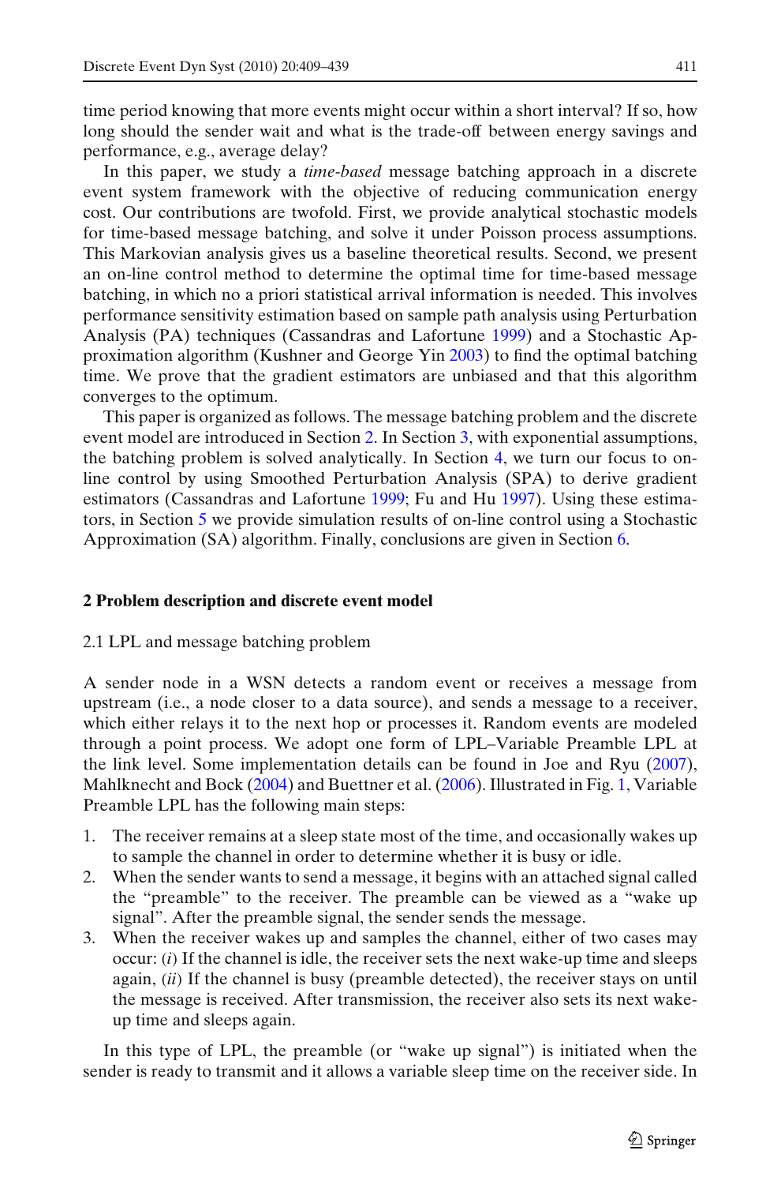time period knowing that more events might occur within a short interval? If so, how long should the sender wait and what is the trade-off between energy savings and performance, e.g., average delay?

In this paper, we study a *time-based* message batching approach in a discrete event system framework with the objective of reducing communication energy cost. Our contributions are twofold. First, we provide analytical stochastic models for time-based message batching, and solve it under Poisson process assumptions. This Markovian analysis gives us a baseline theoretical results. Second, we present an on-line control method to determine the optimal time for time-based message batching, in which no a priori statistical arrival information is needed. This involves performance sensitivity estimation based on sample path analysis using Perturbation Analysis (PA) techniques (Cassandras and Lafortune 1999) and a Stochastic Approximation algorithm (Kushner and George Yin 2003) to find the optimal batching time. We prove that the gradient estimators are unbiased and that this algorithm converges to the optimum.

This paper is organized as follows. The message batching problem and the discrete event model are introduced in Section 2. In Section 3, with exponential assumptions, the batching problem is solved analytically. In Section 4, we turn our focus to on-line control by using Smoothed Perturbation Analysis (SPA) to derive gradient estimators (Cassandras and Lafortune 1999; Fu and Hu 1997). Using these estimators, in Section 5 we provide simulation results of on-line control using a Stochastic Approximation (SA) algorithm. Finally, conclusions are given in Section 6.

## 2 Problem description and discrete event model

### 2.1 LPL and message batching problem

A sender node in a WSN detects a random event or receives a message from upstream (i.e., a node closer to a data source), and sends a message to a receiver, which either relays it to the next hop or processes it. Random events are modeled through a point process. We adopt one form of LPL–Variable Preamble LPL at the link level. Some implementation details can be found in Joe and Ryu (2007), Mahlknecht and Bock (2004) and Buettner et al. (2006). Illustrated in Fig. 1, Variable Preamble LPL has the following main steps:

1. The receiver remains at a sleep state most of the time, and occasionally wakes up to sample the channel in order to determine whether it is busy or idle.
2. When the sender wants to send a message, it begins with an attached signal called the "preamble" to the receiver. The preamble can be viewed as a "wake up signal". After the preamble signal, the sender sends the message.
3. When the receiver wakes up and samples the channel, either of two cases may occur: (*i*) If the channel is idle, the receiver sets the next wake-up time and sleeps again, (*ii*) If the channel is busy (preamble detected), the receiver stays on until the message is received. After transmission, the receiver also sets its next wake-up time and sleeps again.

In this type of LPL, the preamble (or "wake up signal") is initiated when the sender is ready to transmit and it allows a variable sleep time on the receiver side. In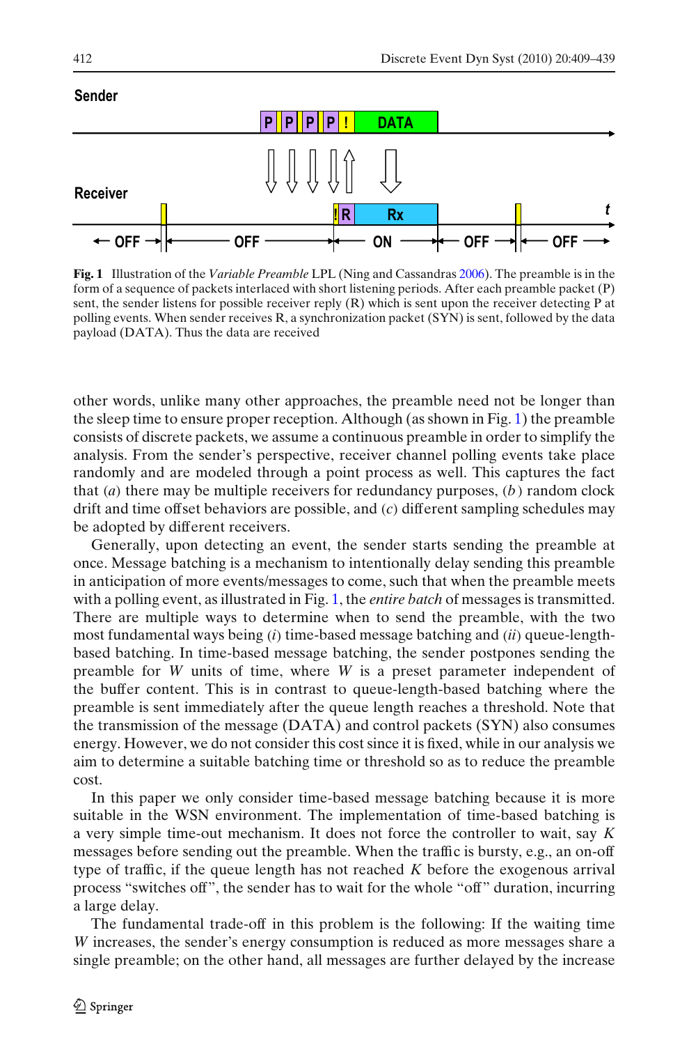Sender

P P P P ! DATA

Receiver

! R Rx

t

OFF OFF ON OFF OFF

**Fig. 1** Illustration of the *Variable Preamble* LPL (Ning and Cassandras 2006). The preamble is in the form of a sequence of packets interlaced with short listening periods. After each preamble packet (P) sent, the sender listens for possible receiver reply (R) which is sent upon the receiver detecting P at polling events. When sender receives R, a synchronization packet (SYN) is sent, followed by the data payload (DATA). Thus the data are received

other words, unlike many other approaches, the preamble need not be longer than the sleep time to ensure proper reception. Although (as shown in Fig. 1) the preamble consists of discrete packets, we assume a continuous preamble in order to simplify the analysis. From the sender's perspective, receiver channel polling events take place randomly and are modeled through a point process as well. This captures the fact that (*a*) there may be multiple receivers for redundancy purposes, (*b*) random clock drift and time offset behaviors are possible, and (*c*) different sampling schedules may be adopted by different receivers.

Generally, upon detecting an event, the sender starts sending the preamble at once. Message batching is a mechanism to intentionally delay sending this preamble in anticipation of more events/messages to come, such that when the preamble meets with a polling event, as illustrated in Fig. 1, the *entire batch* of messages is transmitted. There are multiple ways to determine when to send the preamble, with the two most fundamental ways being (*i*) time-based message batching and (*ii*) queue-length-based batching. In time-based message batching, the sender postpones sending the preamble for $W$ units of time, where $W$ is a preset parameter independent of the buffer content. This is in contrast to queue-length-based batching where the preamble is sent immediately after the queue length reaches a threshold. Note that the transmission of the message (DATA) and control packets (SYN) also consumes energy. However, we do not consider this cost since it is fixed, while in our analysis we aim to determine a suitable batching time or threshold so as to reduce the preamble cost.

In this paper we only consider time-based message batching because it is more suitable in the WSN environment. The implementation of time-based batching is a very simple time-out mechanism. It does not force the controller to wait, say $K$ messages before sending out the preamble. When the traffic is bursty, e.g., an on-off type of traffic, if the queue length has not reached $K$ before the exogenous arrival process "switches off", the sender has to wait for the whole "off" duration, incurring a large delay.

The fundamental trade-off in this problem is the following: If the waiting time $W$ increases, the sender's energy consumption is reduced as more messages share a single preamble; on the other hand, all messages are further delayed by the increase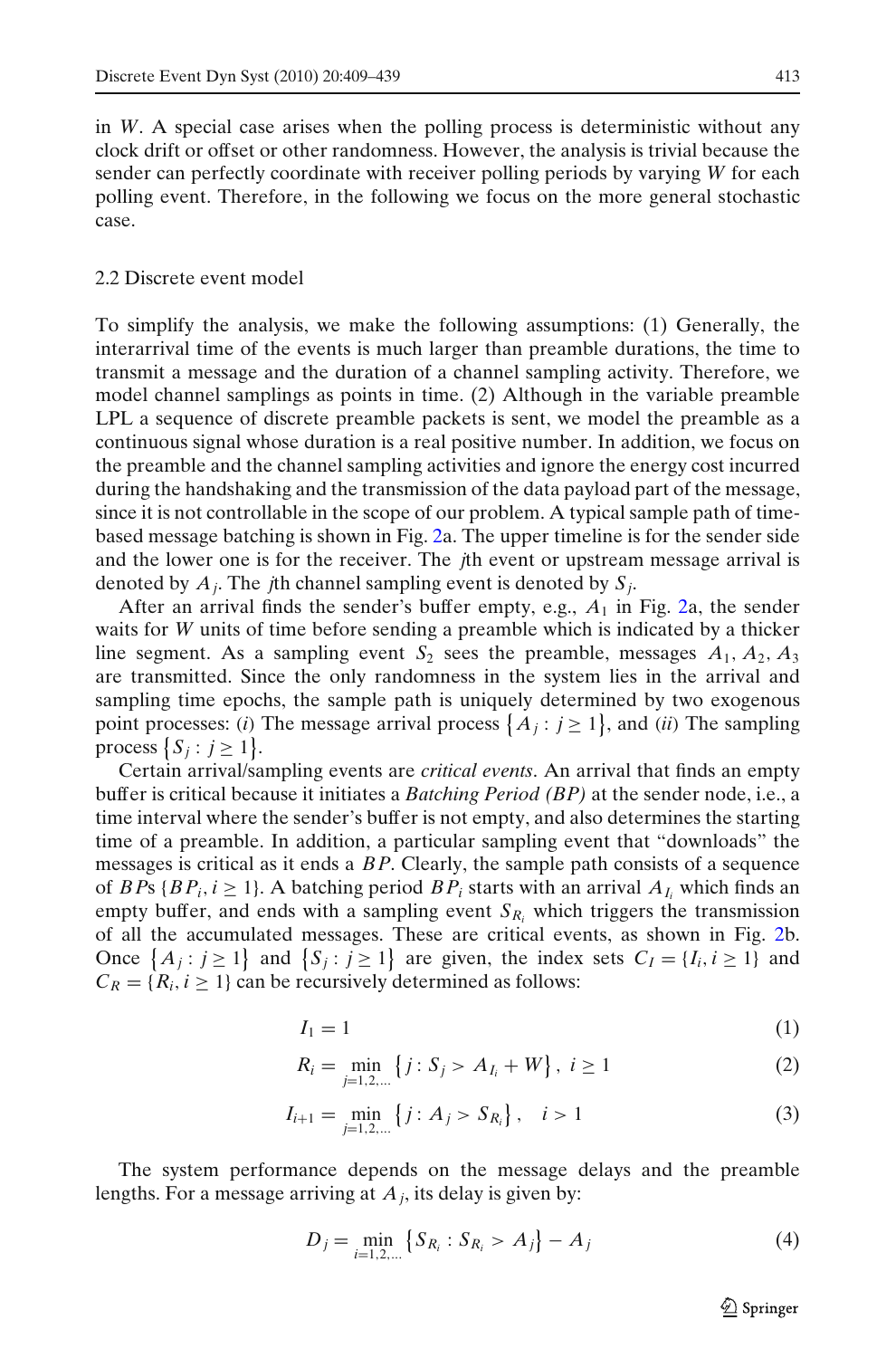in $W$. A special case arises when the polling process is deterministic without any clock drift or offset or other randomness. However, the analysis is trivial because the sender can perfectly coordinate with receiver polling periods by varying $W$ for each polling event. Therefore, in the following we focus on the more general stochastic case.

### 2.2 Discrete event model

To simplify the analysis, we make the following assumptions: (1) Generally, the interarrival time of the events is much larger than preamble durations, the time to transmit a message and the duration of a channel sampling activity. Therefore, we model channel samplings as points in time. (2) Although in the variable preamble LPL a sequence of discrete preamble packets is sent, we model the preamble as a continuous signal whose duration is a real positive number. In addition, we focus on the preamble and the channel sampling activities and ignore the energy cost incurred during the handshaking and the transmission of the data payload part of the message, since it is not controllable in the scope of our problem. A typical sample path of time-based message batching is shown in Fig. 2a. The upper timeline is for the sender side and the lower one is for the receiver. The *j*th event or upstream message arrival is denoted by $A_j$. The *j*th channel sampling event is denoted by $S_j$.

After an arrival finds the sender's buffer empty, e.g., $A_1$ in Fig. 2a, the sender waits for $W$ units of time before sending a preamble which is indicated by a thicker line segment. As a sampling event $S_2$ sees the preamble, messages $A_1, A_2, A_3$ are transmitted. Since the only randomness in the system lies in the arrival and sampling time epochs, the sample path is uniquely determined by two exogenous point processes: (*i*) The message arrival process $\{A_j : j \geq 1\}$, and (*ii*) The sampling process $\{S_j : j \geq 1\}$.

Certain arrival/sampling events are *critical events*. An arrival that finds an empty buffer is critical because it initiates a *Batching Period (BP)* at the sender node, i.e., a time interval where the sender's buffer is not empty, and also determines the starting time of a preamble. In addition, a particular sampling event that "downloads" the messages is critical as it ends a $BP$. Clearly, the sample path consists of a sequence of $BP$s $\{BP_i, i \geq 1\}$. A batching period $BP_i$ starts with an arrival $A_{I_i}$ which finds an empty buffer, and ends with a sampling event $S_{R_i}$ which triggers the transmission of all the accumulated messages. These are critical events, as shown in Fig. 2b. Once $\{A_j : j \geq 1\}$ and $\{S_j : j \geq 1\}$ are given, the index sets $C_I = \{I_i, i \geq 1\}$ and $C_R = \{R_i, i \geq 1\}$ can be recursively determined as follows:

$$I_1 = 1 \tag{1}$$

$$R_i = \min_{j=1,2,\ldots} \left\{ j : S_j > A_{I_i} + W \right\}, \ i \geq 1 \tag{2}$$

$$I_{i+1} = \min_{j=1,2,\ldots} \left\{ j : A_j > S_{R_i} \right\}, \quad i > 1 \tag{3}$$

The system performance depends on the message delays and the preamble lengths. For a message arriving at $A_j$, its delay is given by:

$$D_j = \min_{i=1,2,\ldots} \left\{ S_{R_i} : S_{R_i} > A_j \right\} - A_j \tag{4}$$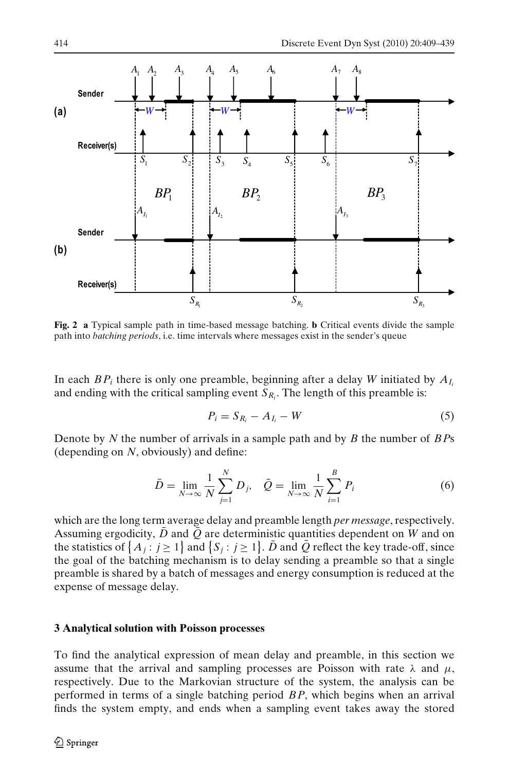**Fig. 2** **a** Typical sample path in time-based message batching. **b** Critical events divide the sample path into *batching periods*, i.e. time intervals where messages exist in the sender's queue

In each $BP_i$ there is only one preamble, beginning after a delay $W$ initiated by $A_{I_i}$ and ending with the critical sampling event $S_{R_i}$. The length of this preamble is:

$$P_i = S_{R_i} - A_{I_i} - W \tag{5}$$

Denote by $N$ the number of arrivals in a sample path and by $B$ the number of $BP$s (depending on $N$, obviously) and define:

$$\bar{D} = \lim_{N\to\infty} \frac{1}{N} \sum_{j=1}^{N} D_j, \quad \bar{Q} = \lim_{N\to\infty} \frac{1}{N} \sum_{i=1}^{B} P_i \tag{6}$$

which are the long term average delay and preamble length *per message*, respectively. Assuming ergodicity, $\bar{D}$ and $\bar{Q}$ are deterministic quantities dependent on $W$ and on the statistics of $\{A_j : j \geq 1\}$ and $\{S_j : j \geq 1\}$. $\bar{D}$ and $\bar{Q}$ reflect the key trade-off, since the goal of the batching mechanism is to delay sending a preamble so that a single preamble is shared by a batch of messages and energy consumption is reduced at the expense of message delay.

### 3 Analytical solution with Poisson processes

To find the analytical expression of mean delay and preamble, in this section we assume that the arrival and sampling processes are Poisson with rate $\lambda$ and $\mu$, respectively. Due to the Markovian structure of the system, the analysis can be performed in terms of a single batching period $BP$, which begins when an arrival finds the system empty, and ends when a sampling event takes away the stored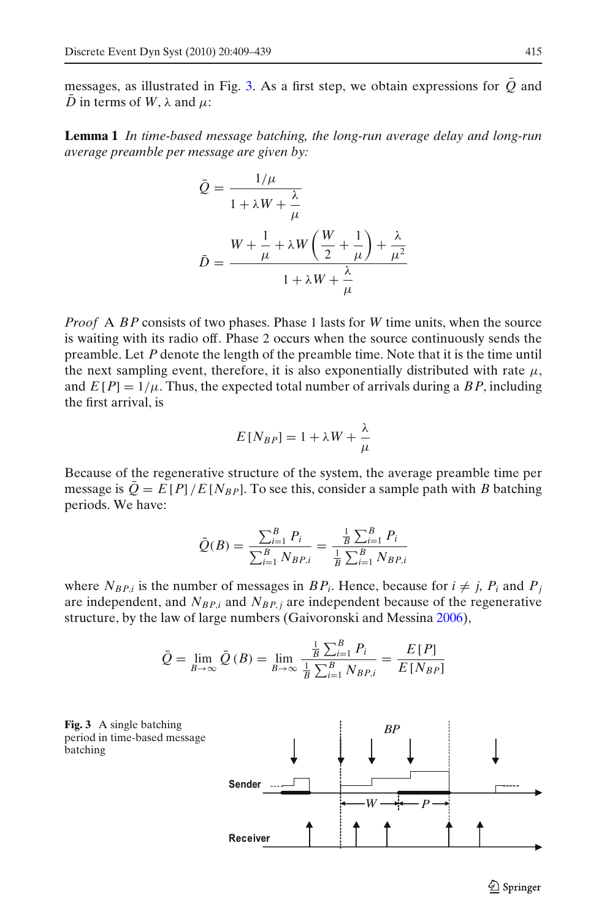messages, as illustrated in Fig. 3. As a first step, we obtain expressions for $\bar{Q}$ and $\bar{D}$ in terms of $W$, $\lambda$ and $\mu$:

**Lemma 1** *In time-based message batching, the long-run average delay and long-run average preamble per message are given by:*

$$\bar{Q} = \frac{1/\mu}{1 + \lambda W + \dfrac{\lambda}{\mu}}$$

$$\bar{D} = \frac{W + \dfrac{1}{\mu} + \lambda W \left( \dfrac{W}{2} + \dfrac{1}{\mu} \right) + \dfrac{\lambda}{\mu^2}}{1 + \lambda W + \dfrac{\lambda}{\mu}}$$

*Proof* A $BP$ consists of two phases. Phase 1 lasts for $W$ time units, when the source is waiting with its radio off. Phase 2 occurs when the source continuously sends the preamble. Let $P$ denote the length of the preamble time. Note that it is the time until the next sampling event, therefore, it is also exponentially distributed with rate $\mu$, and $E[P] = 1/\mu$. Thus, the expected total number of arrivals during a $BP$, including the first arrival, is

$$E[N_{BP}] = 1 + \lambda W + \frac{\lambda}{\mu}$$

Because of the regenerative structure of the system, the average preamble time per message is $\bar{Q} = E[P]/E[N_{BP}]$. To see this, consider a sample path with $B$ batching periods. We have:

$$\bar{Q}(B) = \frac{\sum_{i=1}^{B} P_i}{\sum_{i=1}^{B} N_{BP,i}} = \frac{\frac{1}{B}\sum_{i=1}^{B} P_i}{\frac{1}{B}\sum_{i=1}^{B} N_{BP,i}}$$

where $N_{BP,i}$ is the number of messages in $BP_i$. Hence, because for $i \neq j$, $P_i$ and $P_j$ are independent, and $N_{BP,i}$ and $N_{BP,j}$ are independent because of the regenerative structure, by the law of large numbers (Gaivoronski and Messina 2006),

$$\bar{Q} = \lim_{B\to\infty} \bar{Q}(B) = \lim_{B\to\infty} \frac{\frac{1}{B}\sum_{i=1}^{B} P_i}{\frac{1}{B}\sum_{i=1}^{B} N_{BP,i}} = \frac{E[P]}{E[N_{BP}]}$$

**Fig. 3** A single batching period in time-based message batching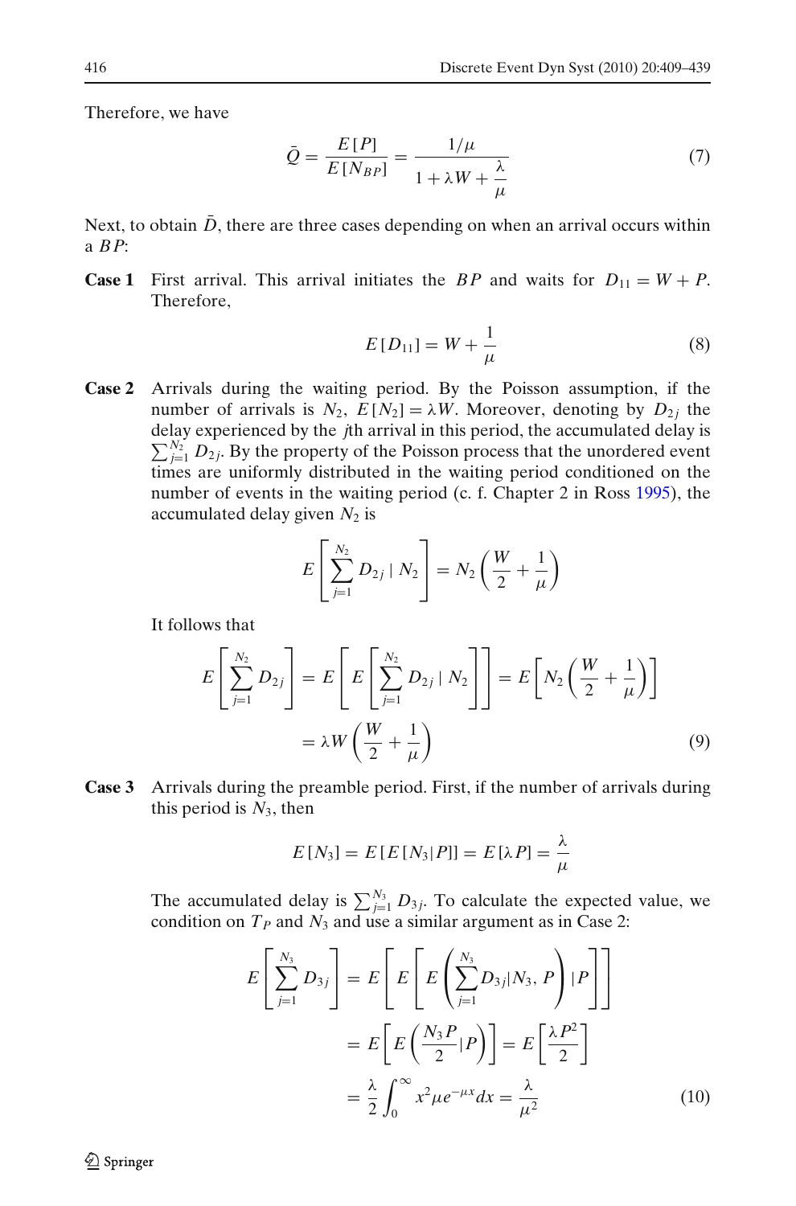Therefore, we have

$$\bar{Q} = \frac{E[P]}{E[N_{BP}]} = \frac{1/\mu}{1 + \lambda W + \dfrac{\lambda}{\mu}} \tag{7}$$

Next, to obtain $\bar{D}$, there are three cases depending on when an arrival occurs within a $BP$:

**Case 1** First arrival. This arrival initiates the $BP$ and waits for $D_{11} = W + P$. Therefore,

$$E[D_{11}] = W + \frac{1}{\mu} \tag{8}$$

**Case 2** Arrivals during the waiting period. By the Poisson assumption, if the number of arrivals is $N_2$, $E[N_2] = \lambda W$. Moreover, denoting by $D_{2j}$ the delay experienced by the $j$th arrival in this period, the accumulated delay is $\sum_{j=1}^{N_2} D_{2j}$. By the property of the Poisson process that the unordered event times are uniformly distributed in the waiting period conditioned on the number of events in the waiting period (c. f. Chapter 2 in Ross 1995), the accumulated delay given $N_2$ is

$$E\left[\sum_{j=1}^{N_2} D_{2j} \mid N_2\right] = N_2\left(\frac{W}{2} + \frac{1}{\mu}\right)$$

It follows that

$$\begin{aligned} E\left[\sum_{j=1}^{N_2} D_{2j}\right] &= E\left[E\left[\sum_{j=1}^{N_2} D_{2j} \mid N_2\right]\right] = E\left[N_2\left(\frac{W}{2} + \frac{1}{\mu}\right)\right] \\ &= \lambda W\left(\frac{W}{2} + \frac{1}{\mu}\right) \end{aligned} \tag{9}$$

**Case 3** Arrivals during the preamble period. First, if the number of arrivals during this period is $N_3$, then

$$E[N_3] = E[E[N_3|P]] = E[\lambda P] = \frac{\lambda}{\mu}$$

The accumulated delay is $\sum_{j=1}^{N_3} D_{3j}$. To calculate the expected value, we condition on $T_P$ and $N_3$ and use a similar argument as in Case 2:

$$\begin{aligned} E\left[\sum_{j=1}^{N_3} D_{3j}\right] &= E\left[E\left[E\left(\sum_{j=1}^{N_3} D_{3j} | N_3, P\right) | P\right]\right] \\ &= E\left[E\left(\frac{N_3 P}{2} | P\right)\right] = E\left[\frac{\lambda P^2}{2}\right] \\ &= \frac{\lambda}{2}\int_0^{\infty} x^2 \mu e^{-\mu x} dx = \frac{\lambda}{\mu^2} \end{aligned} \tag{10}$$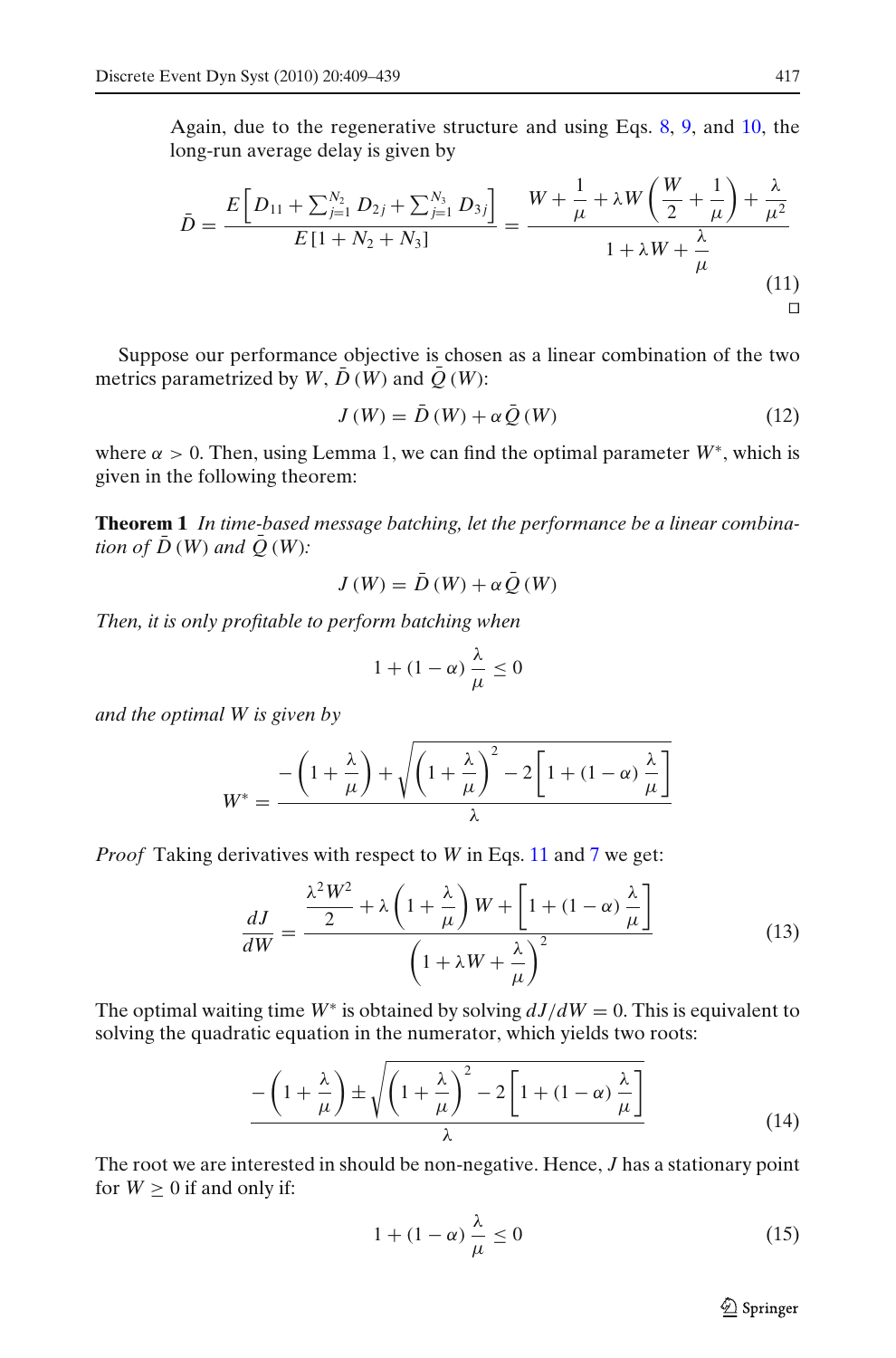Again, due to the regenerative structure and using Eqs. 8, 9, and 10, the long-run average delay is given by

$$\bar{D} = \frac{E\left[D_{11} + \sum_{j=1}^{N_2} D_{2j} + \sum_{j=1}^{N_3} D_{3j}\right]}{E\left[1 + N_2 + N_3\right]} = \frac{W + \dfrac{1}{\mu} + \lambda W\left(\dfrac{W}{2} + \dfrac{1}{\mu}\right) + \dfrac{\lambda}{\mu^2}}{1 + \lambda W + \dfrac{\lambda}{\mu}} \tag{11}$$

□

Suppose our performance objective is chosen as a linear combination of the two metrics parametrized by $W$, $\bar{D}(W)$ and $\bar{Q}(W)$:

$$J(W) = \bar{D}(W) + \alpha \bar{Q}(W) \tag{12}$$

where $\alpha > 0$. Then, using Lemma 1, we can find the optimal parameter $W^*$, which is given in the following theorem:

**Theorem 1** *In time-based message batching, let the performance be a linear combination of $\bar{D}(W)$ and $\bar{Q}(W)$:*

$$J(W) = \bar{D}(W) + \alpha \bar{Q}(W)$$

*Then, it is only profitable to perform batching when*

$$1 + (1 - \alpha)\frac{\lambda}{\mu} \leq 0$$

*and the optimal $W$ is given by*

$$W^* = \frac{-\left(1 + \dfrac{\lambda}{\mu}\right) + \sqrt{\left(1 + \dfrac{\lambda}{\mu}\right)^2 - 2\left[1 + (1 - \alpha)\dfrac{\lambda}{\mu}\right]}}{\lambda}$$

*Proof* Taking derivatives with respect to $W$ in Eqs. 11 and 7 we get:

$$\frac{dJ}{dW} = \frac{\dfrac{\lambda^2 W^2}{2} + \lambda\left(1 + \dfrac{\lambda}{\mu}\right)W + \left[1 + (1 - \alpha)\dfrac{\lambda}{\mu}\right]}{\left(1 + \lambda W + \dfrac{\lambda}{\mu}\right)^2} \tag{13}$$

The optimal waiting time $W^*$ is obtained by solving $dJ/dW = 0$. This is equivalent to solving the quadratic equation in the numerator, which yields two roots:

$$\frac{-\left(1 + \dfrac{\lambda}{\mu}\right) \pm \sqrt{\left(1 + \dfrac{\lambda}{\mu}\right)^2 - 2\left[1 + (1 - \alpha)\dfrac{\lambda}{\mu}\right]}}{\lambda} \tag{14}$$

The root we are interested in should be non-negative. Hence, $J$ has a stationary point for $W \geq 0$ if and only if:

$$1 + (1 - \alpha)\frac{\lambda}{\mu} \leq 0 \tag{15}$$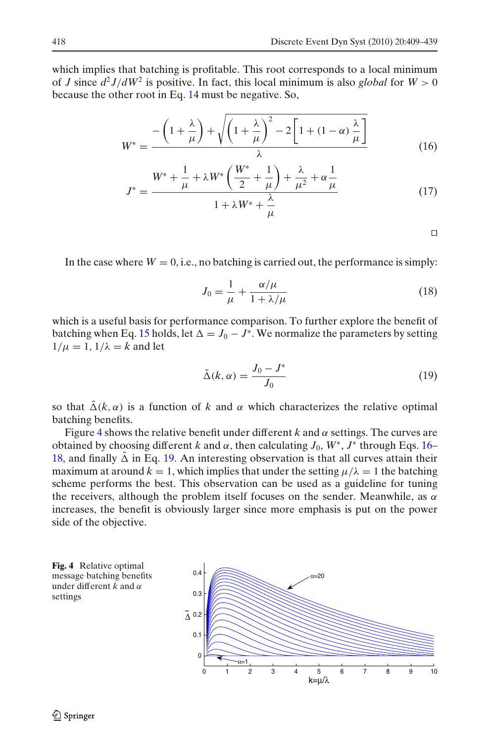which implies that batching is profitable. This root corresponds to a local minimum of $J$ since $d^2J/dW^2$ is positive. In fact, this local minimum is also *global* for $W > 0$ because the other root in Eq. 14 must be negative. So,

$$W^* = \frac{-\left(1+\frac{\lambda}{\mu}\right)+\sqrt{\left(1+\frac{\lambda}{\mu}\right)^2-2\left[1+(1-\alpha)\frac{\lambda}{\mu}\right]}}{\lambda} \tag{16}$$

$$J^* = \frac{W^*+\frac{1}{\mu}+\lambda W^*\left(\frac{W^*}{2}+\frac{1}{\mu}\right)+\frac{\lambda}{\mu^2}+\alpha\frac{1}{\mu}}{1+\lambda W^*+\frac{\lambda}{\mu}} \tag{17}$$

□

In the case where $W = 0$, i.e., no batching is carried out, the performance is simply:

$$J_0 = \frac{1}{\mu} + \frac{\alpha/\mu}{1+\lambda/\mu} \tag{18}$$

which is a useful basis for performance comparison. To further explore the benefit of batching when Eq. 15 holds, let $\Delta = J_0 - J^*$. We normalize the parameters by setting $1/\mu = 1$, $1/\lambda = k$ and let

$$\tilde{\Delta}(k,\alpha) = \frac{J_0 - J^*}{J_0} \tag{19}$$

so that $\tilde{\Delta}(k,\alpha)$ is a function of $k$ and $\alpha$ which characterizes the relative optimal batching benefits.

Figure 4 shows the relative benefit under different $k$ and $\alpha$ settings. The curves are obtained by choosing different $k$ and $\alpha$, then calculating $J_0$, $W^*$, $J^*$ through Eqs. 16–18, and finally $\tilde{\Delta}$ in Eq. 19. An interesting observation is that all curves attain their maximum at around $k = 1$, which implies that under the setting $\mu/\lambda = 1$ the batching scheme performs the best. This observation can be used as a guideline for tuning the receivers, although the problem itself focuses on the sender. Meanwhile, as $\alpha$ increases, the benefit is obviously larger since more emphasis is put on the power side of the objective.

**Fig. 4** Relative optimal message batching benefits under different $k$ and $\alpha$ settings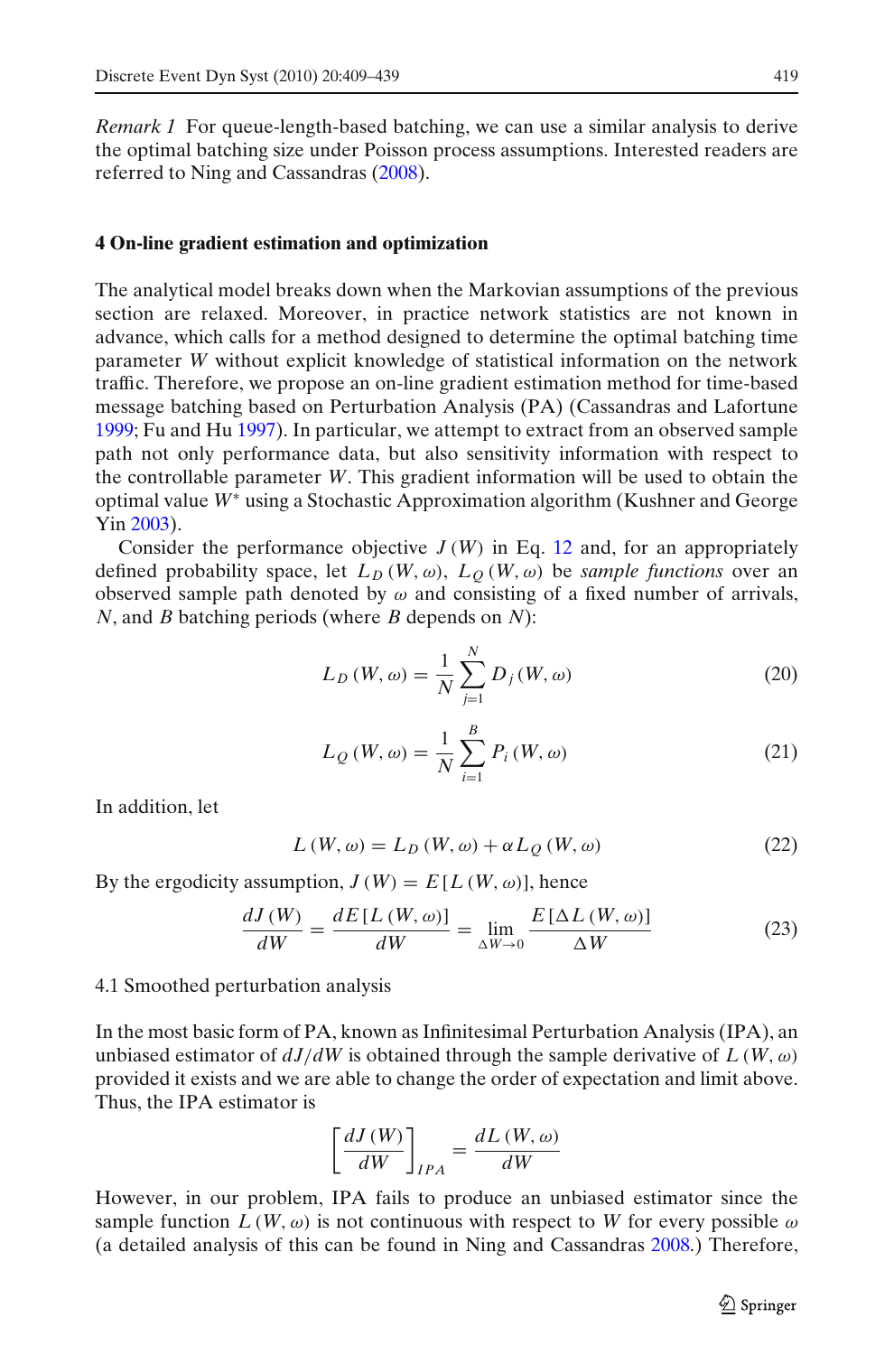*Remark 1* For queue-length-based batching, we can use a similar analysis to derive the optimal batching size under Poisson process assumptions. Interested readers are referred to Ning and Cassandras (2008).

## 4 On-line gradient estimation and optimization

The analytical model breaks down when the Markovian assumptions of the previous section are relaxed. Moreover, in practice network statistics are not known in advance, which calls for a method designed to determine the optimal batching time parameter $W$ without explicit knowledge of statistical information on the network traffic. Therefore, we propose an on-line gradient estimation method for time-based message batching based on Perturbation Analysis (PA) (Cassandras and Lafortune 1999; Fu and Hu 1997). In particular, we attempt to extract from an observed sample path not only performance data, but also sensitivity information with respect to the controllable parameter $W$. This gradient information will be used to obtain the optimal value $W^*$ using a Stochastic Approximation algorithm (Kushner and George Yin 2003).

Consider the performance objective $J(W)$ in Eq. 12 and, for an appropriately defined probability space, let $L_D(W, \omega)$, $L_Q(W, \omega)$ be *sample functions* over an observed sample path denoted by $\omega$ and consisting of a fixed number of arrivals, $N$, and $B$ batching periods (where $B$ depends on $N$):

$$L_D(W, \omega) = \frac{1}{N} \sum_{j=1}^{N} D_j(W, \omega) \tag{20}$$

$$L_Q(W, \omega) = \frac{1}{N} \sum_{i=1}^{B} P_i(W, \omega) \tag{21}$$

In addition, let

$$L(W, \omega) = L_D(W, \omega) + \alpha L_Q(W, \omega) \tag{22}$$

By the ergodicity assumption, $J(W) = E[L(W, \omega)]$, hence

$$\frac{dJ(W)}{dW} = \frac{dE[L(W, \omega)]}{dW} = \lim_{\Delta W \to 0} \frac{E[\Delta L(W, \omega)]}{\Delta W} \tag{23}$$

### 4.1 Smoothed perturbation analysis

In the most basic form of PA, known as Infinitesimal Perturbation Analysis (IPA), an unbiased estimator of $dJ/dW$ is obtained through the sample derivative of $L(W, \omega)$ provided it exists and we are able to change the order of expectation and limit above. Thus, the IPA estimator is

$$\left[\frac{dJ(W)}{dW}\right]_{IPA} = \frac{dL(W, \omega)}{dW}$$

However, in our problem, IPA fails to produce an unbiased estimator since the sample function $L(W, \omega)$ is not continuous with respect to $W$ for every possible $\omega$ (a detailed analysis of this can be found in Ning and Cassandras 2008.) Therefore,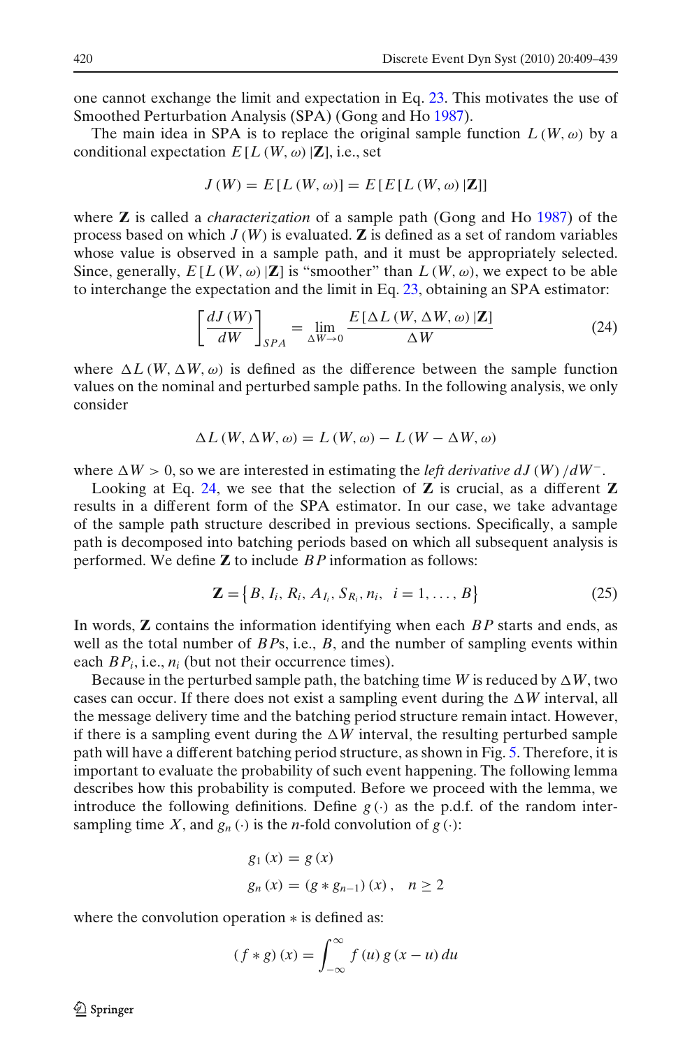one cannot exchange the limit and expectation in Eq. 23. This motivates the use of Smoothed Perturbation Analysis (SPA) (Gong and Ho 1987).

The main idea in SPA is to replace the original sample function $L(W, \omega)$ by a conditional expectation $E[L(W, \omega)|\mathbf{Z}]$, i.e., set

$$J(W) = E[L(W, \omega)] = E[E[L(W, \omega)|\mathbf{Z}]]$$

where $\mathbf{Z}$ is called a *characterization* of a sample path (Gong and Ho 1987) of the process based on which $J(W)$ is evaluated. $\mathbf{Z}$ is defined as a set of random variables whose value is observed in a sample path, and it must be appropriately selected. Since, generally, $E[L(W, \omega)|\mathbf{Z}]$ is "smoother" than $L(W, \omega)$, we expect to be able to interchange the expectation and the limit in Eq. 23, obtaining an SPA estimator:

$$\left[\frac{dJ(W)}{dW}\right]_{SPA} = \lim_{\Delta W \to 0} \frac{E[\Delta L(W, \Delta W, \omega)|\mathbf{Z}]}{\Delta W} \tag{24}$$

where $\Delta L(W, \Delta W, \omega)$ is defined as the difference between the sample function values on the nominal and perturbed sample paths. In the following analysis, we only consider

$$\Delta L(W, \Delta W, \omega) = L(W, \omega) - L(W - \Delta W, \omega)$$

where $\Delta W > 0$, so we are interested in estimating the *left derivative* $dJ(W)/dW^{-}$.

Looking at Eq. 24, we see that the selection of $\mathbf{Z}$ is crucial, as a different $\mathbf{Z}$ results in a different form of the SPA estimator. In our case, we take advantage of the sample path structure described in previous sections. Specifically, a sample path is decomposed into batching periods based on which all subsequent analysis is performed. We define $\mathbf{Z}$ to include $BP$ information as follows:

$$\mathbf{Z} = \left\{B, I_i, R_i, A_{I_i}, S_{R_i}, n_i, \ \ i = 1, \ldots, B\right\} \tag{25}$$

In words, $\mathbf{Z}$ contains the information identifying when each $BP$ starts and ends, as well as the total number of $BP$s, i.e., $B$, and the number of sampling events within each $BP_i$, i.e., $n_i$ (but not their occurrence times).

Because in the perturbed sample path, the batching time $W$ is reduced by $\Delta W$, two cases can occur. If there does not exist a sampling event during the $\Delta W$ interval, all the message delivery time and the batching period structure remain intact. However, if there is a sampling event during the $\Delta W$ interval, the resulting perturbed sample path will have a different batching period structure, as shown in Fig. 5. Therefore, it is important to evaluate the probability of such event happening. The following lemma describes how this probability is computed. Before we proceed with the lemma, we introduce the following definitions. Define $g(\cdot)$ as the p.d.f. of the random inter-sampling time $X$, and $g_n(\cdot)$ is the $n$-fold convolution of $g(\cdot)$:

$$g_1(x) = g(x)$$
$$g_n(x) = (g * g_{n-1})(x), \quad n \geq 2$$

where the convolution operation $*$ is defined as:

$$(f * g)(x) = \int_{-\infty}^{\infty} f(u)\, g(x - u)\, du$$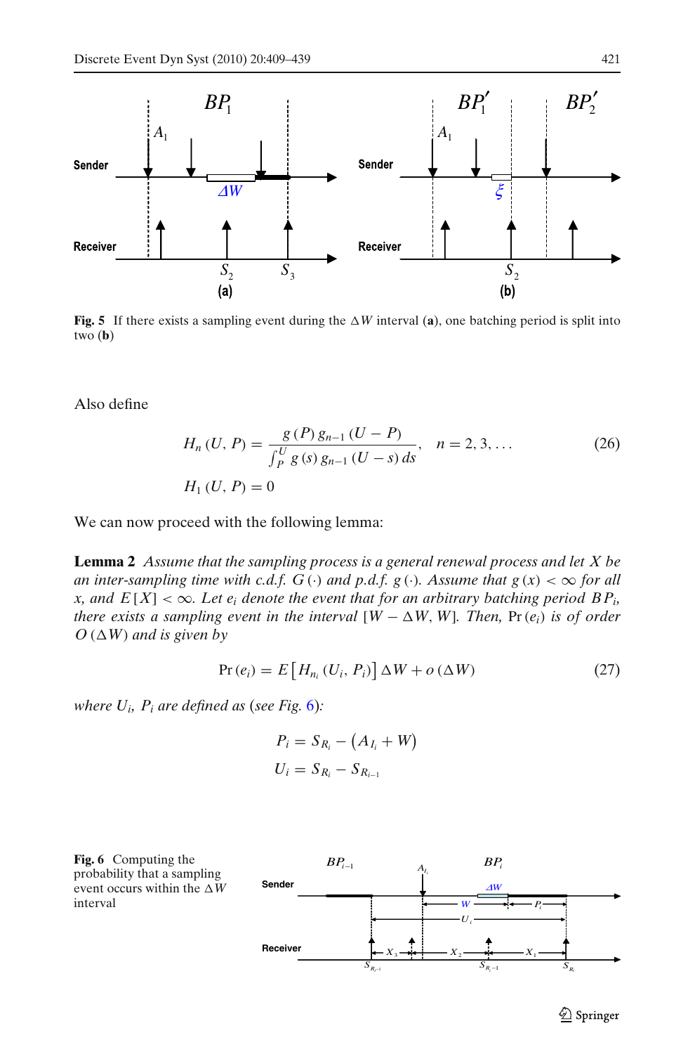Fig. 5 If there exists a sampling event during the $\Delta W$ interval (**a**), one batching period is split into two (**b**)

Also define

$$H_n(U, P) = \frac{g(P)\, g_{n-1}(U-P)}{\int_P^U g(s)\, g_{n-1}(U-s)\, ds}, \quad n = 2, 3, \ldots \tag{26}$$

$$H_1(U, P) = 0$$

We can now proceed with the following lemma:

**Lemma 2** *Assume that the sampling process is a general renewal process and let $X$ be an inter-sampling time with c.d.f. $G(\cdot)$ and p.d.f. $g(\cdot)$. Assume that $g(x) < \infty$ for all $x$, and $E[X] < \infty$. Let $e_i$ denote the event that for an arbitrary batching period $BP_i$, there exists a sampling event in the interval $[W - \Delta W, W]$. Then, $\Pr(e_i)$ is of order $O(\Delta W)$ and is given by*

$$\Pr(e_i) = E\left[H_{n_i}(U_i, P_i)\right] \Delta W + o(\Delta W) \tag{27}$$

*where $U_i$, $P_i$ are defined as (see Fig. 6):*

$$P_i = S_{R_i} - \left(A_{I_i} + W\right)$$

$$U_i = S_{R_i} - S_{R_{i-1}}$$

Fig. 6 Computing the probability that a sampling event occurs within the $\Delta W$ interval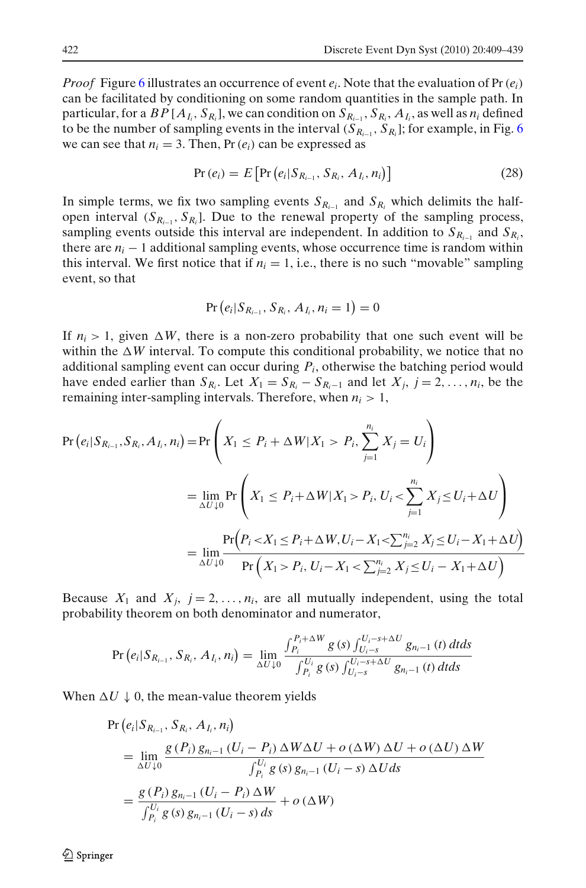*Proof* Figure 6 illustrates an occurrence of event $e_i$. Note that the evaluation of $\Pr(e_i)$ can be facilitated by conditioning on some random quantities in the sample path. In particular, for a $BP[A_{I_i}, S_{R_i}]$, we can condition on $S_{R_{i-1}}, S_{R_i}, A_{I_i}$, as well as $n_i$ defined to be the number of sampling events in the interval $(S_{R_{i-1}}, S_{R_i}]$; for example, in Fig. 6 we can see that $n_i = 3$. Then, $\Pr(e_i)$ can be expressed as

$$\Pr(e_i) = E\left[\Pr\left(e_i | S_{R_{i-1}}, S_{R_i}, A_{I_i}, n_i\right)\right] \tag{28}$$

In simple terms, we fix two sampling events $S_{R_{i-1}}$ and $S_{R_i}$ which delimits the half-open interval $(S_{R_{i-1}}, S_{R_i}]$. Due to the renewal property of the sampling process, sampling events outside this interval are independent. In addition to $S_{R_{i-1}}$ and $S_{R_i}$, there are $n_i - 1$ additional sampling events, whose occurrence time is random within this interval. We first notice that if $n_i = 1$, i.e., there is no such "movable" sampling event, so that

$$\Pr\left(e_i | S_{R_{i-1}}, S_{R_i}, A_{I_i}, n_i = 1\right) = 0$$

If $n_i > 1$, given $\Delta W$, there is a non-zero probability that one such event will be within the $\Delta W$ interval. To compute this conditional probability, we notice that no additional sampling event can occur during $P_i$, otherwise the batching period would have ended earlier than $S_{R_i}$. Let $X_1 = S_{R_i} - S_{R_{i-1}}$ and let $X_j$, $j = 2, \ldots, n_i$, be the remaining inter-sampling intervals. Therefore, when $n_i > 1$,

$$\begin{aligned}
\Pr\left(e_i | S_{R_{i-1}}, S_{R_i}, A_{I_i}, n_i\right) &= \Pr\left(X_1 \leq P_i + \Delta W | X_1 > P_i, \sum_{j=1}^{n_i} X_j = U_i\right) \\
&= \lim_{\Delta U \downarrow 0} \Pr\left(X_1 \leq P_i + \Delta W | X_1 > P_i, U_i < \sum_{j=1}^{n_i} X_j \leq U_i + \Delta U\right) \\
&= \lim_{\Delta U \downarrow 0} \frac{\Pr\left(P_i < X_1 \leq P_i + \Delta W, U_i - X_1 < \sum_{j=2}^{n_i} X_j \leq U_i - X_1 + \Delta U\right)}{\Pr\left(X_1 > P_i, U_i - X_1 < \sum_{j=2}^{n_i} X_j \leq U_i - X_1 + \Delta U\right)}
\end{aligned}$$

Because $X_1$ and $X_j$, $j = 2, \ldots, n_i$, are all mutually independent, using the total probability theorem on both denominator and numerator,

$$\Pr\left(e_i | S_{R_{i-1}}, S_{R_i}, A_{I_i}, n_i\right) = \lim_{\Delta U \downarrow 0} \frac{\int_{P_i}^{P_i + \Delta W} g(s) \int_{U_i - s}^{U_i - s + \Delta U} g_{n_i - 1}(t)\, dt ds}{\int_{P_i}^{U_i} g(s) \int_{U_i - s}^{U_i - s + \Delta U} g_{n_i - 1}(t)\, dt ds}$$

When $\Delta U \downarrow 0$, the mean-value theorem yields

$$\begin{aligned}
&\Pr\left(e_i | S_{R_{i-1}}, S_{R_i}, A_{I_i}, n_i\right) \\
&= \lim_{\Delta U \downarrow 0} \frac{g(P_i)\, g_{n_i - 1}(U_i - P_i)\, \Delta W \Delta U + o(\Delta W)\, \Delta U + o(\Delta U)\, \Delta W}{\int_{P_i}^{U_i} g(s)\, g_{n_i - 1}(U_i - s)\, \Delta U ds} \\
&= \frac{g(P_i)\, g_{n_i - 1}(U_i - P_i)\, \Delta W}{\int_{P_i}^{U_i} g(s)\, g_{n_i - 1}(U_i - s)\, ds} + o(\Delta W)
\end{aligned}$$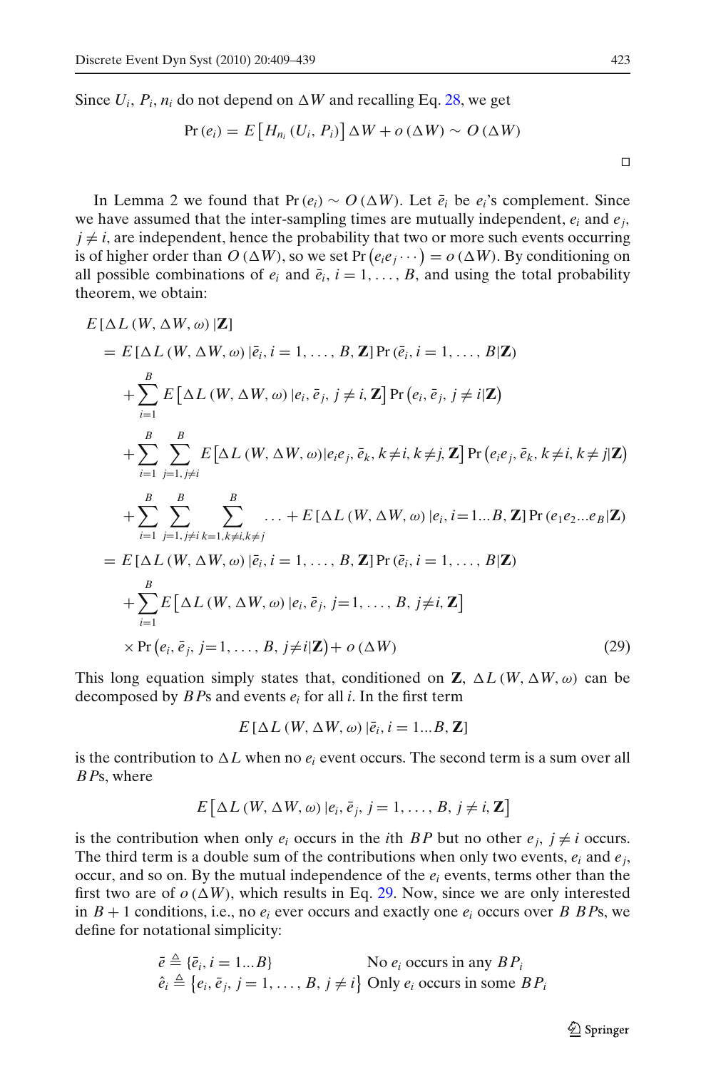Since $U_i$, $P_i$, $n_i$ do not depend on $\Delta W$ and recalling Eq. 28, we get

$$\Pr(e_i) = E\left[H_{n_i}(U_i, P_i)\right]\Delta W + o(\Delta W) \sim O(\Delta W)$$

□

In Lemma 2 we found that $\Pr(e_i) \sim O(\Delta W)$. Let $\bar{e}_i$ be $e_i$'s complement. Since we have assumed that the inter-sampling times are mutually independent, $e_i$ and $e_j$, $j \neq i$, are independent, hence the probability that two or more such events occurring is of higher order than $O(\Delta W)$, so we set $\Pr(e_i e_j \cdots) = o(\Delta W)$. By conditioning on all possible combinations of $e_i$ and $\bar{e}_i$, $i = 1, \ldots, B$, and using the total probability theorem, we obtain:

$$
\begin{aligned}
&E[\Delta L(W, \Delta W, \omega)\,|\mathbf{Z}] \\
&= E[\Delta L(W, \Delta W, \omega)\,|\bar{e}_i, i = 1, \ldots, B, \mathbf{Z}] \Pr(\bar{e}_i, i = 1, \ldots, B|\mathbf{Z}) \\
&\quad + \sum_{i=1}^{B} E\left[\Delta L(W, \Delta W, \omega)\,|e_i, \bar{e}_j, j \neq i, \mathbf{Z}\right] \Pr\left(e_i, \bar{e}_j, j \neq i|\mathbf{Z}\right) \\
&\quad + \sum_{i=1}^{B} \sum_{j=1, j\neq i}^{B} E\left[\Delta L(W, \Delta W, \omega)|e_i e_j, \bar{e}_k, k \neq i, k \neq j, \mathbf{Z}\right] \Pr\left(e_i e_j, \bar{e}_k, k \neq i, k \neq j|\mathbf{Z}\right) \\
&\quad + \sum_{i=1}^{B} \sum_{j=1, j\neq i}^{B} \sum_{k=1, k\neq i, k\neq j}^{B} \ldots + E[\Delta L(W, \Delta W, \omega)\,|e_i, i = 1 \ldots B, \mathbf{Z}] \Pr(e_1 e_2 \ldots e_B|\mathbf{Z}) \\
&= E[\Delta L(W, \Delta W, \omega)\,|\bar{e}_i, i = 1, \ldots, B, \mathbf{Z}] \Pr(\bar{e}_i, i = 1, \ldots, B|\mathbf{Z}) \\
&\quad + \sum_{i=1}^{B} E\left[\Delta L(W, \Delta W, \omega)\,|e_i, \bar{e}_j, j = 1, \ldots, B, j \neq i, \mathbf{Z}\right] \\
&\quad \times \Pr\left(e_i, \bar{e}_j, j = 1, \ldots, B, j \neq i|\mathbf{Z}\right) + o(\Delta W)
\end{aligned}
\tag{29}
$$

This long equation simply states that, conditioned on $\mathbf{Z}$, $\Delta L(W, \Delta W, \omega)$ can be decomposed by $BP$s and events $e_i$ for all $i$. In the first term

$$E[\Delta L(W, \Delta W, \omega)\,|\bar{e}_i, i = 1 \ldots B, \mathbf{Z}]$$

is the contribution to $\Delta L$ when no $e_i$ event occurs. The second term is a sum over all $BP$s, where

$$E\left[\Delta L(W, \Delta W, \omega)\,|e_i, \bar{e}_j, j = 1, \ldots, B, j \neq i, \mathbf{Z}\right]$$

is the contribution when only $e_i$ occurs in the $i$th $BP$ but no other $e_j$, $j \neq i$ occurs. The third term is a double sum of the contributions when only two events, $e_i$ and $e_j$, occur, and so on. By the mutual independence of the $e_i$ events, terms other than the first two are of $o(\Delta W)$, which results in Eq. 29. Now, since we are only interested in $B + 1$ conditions, i.e., no $e_i$ ever occurs and exactly one $e_i$ occurs over $B$ $BP$s, we define for notational simplicity:

$$
\begin{aligned}
\bar{e} &\triangleq \{\bar{e}_i, i = 1 \ldots B\} && \text{No } e_i \text{ occurs in any } BP_i \\
\hat{e}_i &\triangleq \left\{e_i, \bar{e}_j, j = 1, \ldots, B, j \neq i\right\} && \text{Only } e_i \text{ occurs in some } BP_i
\end{aligned}
$$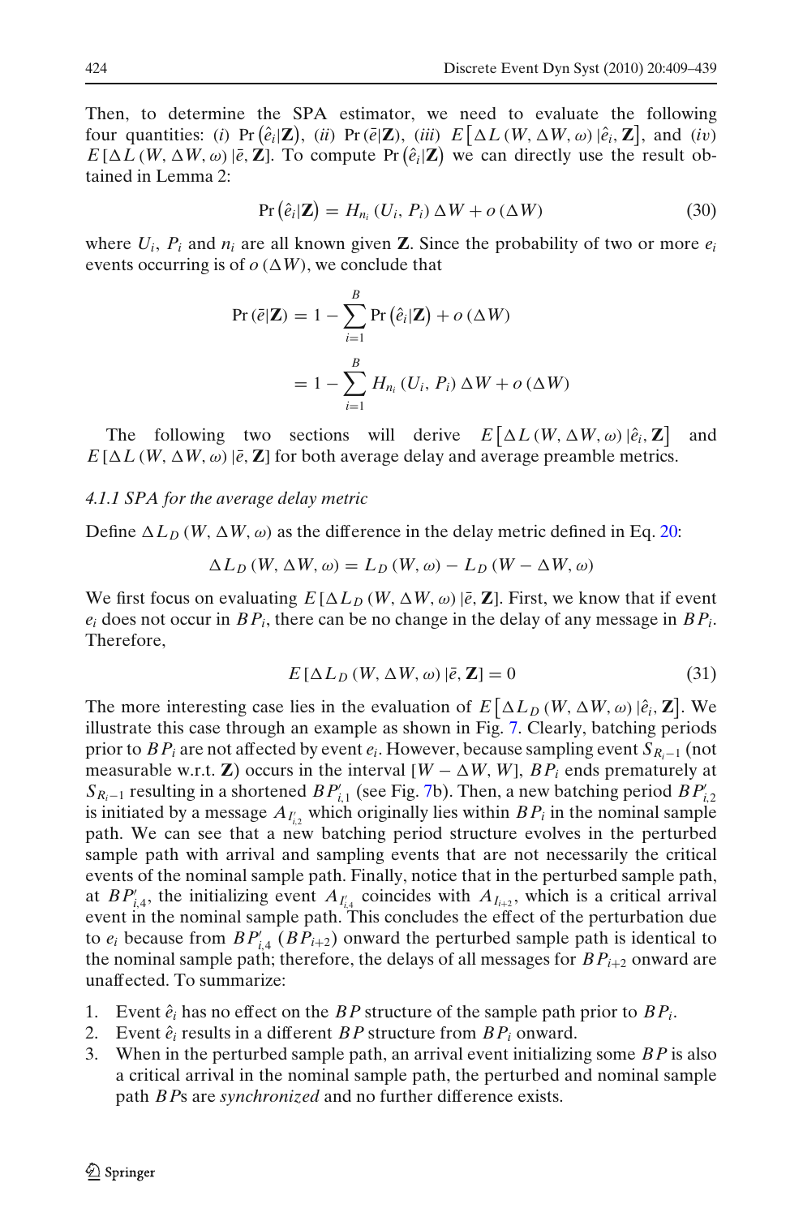Then, to determine the SPA estimator, we need to evaluate the following four quantities: (*i*) $\Pr\left(\hat{e}_i|\mathbf{Z}\right)$, (*ii*) $\Pr\left(\bar{e}|\mathbf{Z}\right)$, (*iii*) $E\left[\Delta L\left(W, \Delta W, \omega\right)|\hat{e}_i, \mathbf{Z}\right]$, and (*iv*) $E\left[\Delta L\left(W, \Delta W, \omega\right)|\bar{e}, \mathbf{Z}\right]$. To compute $\Pr\left(\hat{e}_i|\mathbf{Z}\right)$ we can directly use the result obtained in Lemma 2:

$$\Pr\left(\hat{e}_i|\mathbf{Z}\right) = H_{n_i}\left(U_i, P_i\right)\Delta W + o\left(\Delta W\right) \tag{30}$$

where $U_i$, $P_i$ and $n_i$ are all known given $\mathbf{Z}$. Since the probability of two or more $e_i$ events occurring is of $o\left(\Delta W\right)$, we conclude that

$$\begin{aligned}
\Pr\left(\bar{e}|\mathbf{Z}\right) &= 1 - \sum_{i=1}^{B} \Pr\left(\hat{e}_i|\mathbf{Z}\right) + o\left(\Delta W\right) \\
&= 1 - \sum_{i=1}^{B} H_{n_i}\left(U_i, P_i\right)\Delta W + o\left(\Delta W\right)
\end{aligned}$$

The following two sections will derive $E\left[\Delta L\left(W, \Delta W, \omega\right)|\hat{e}_i, \mathbf{Z}\right]$ and $E\left[\Delta L\left(W, \Delta W, \omega\right)|\bar{e}, \mathbf{Z}\right]$ for both average delay and average preamble metrics.

#### *4.1.1 SPA for the average delay metric*

Define $\Delta L_D\left(W, \Delta W, \omega\right)$ as the difference in the delay metric defined in Eq. 20:

$$\Delta L_D\left(W, \Delta W, \omega\right) = L_D\left(W, \omega\right) - L_D\left(W - \Delta W, \omega\right)$$

We first focus on evaluating $E\left[\Delta L_D\left(W, \Delta W, \omega\right)|\bar{e}, \mathbf{Z}\right]$. First, we know that if event $e_i$ does not occur in $BP_i$, there can be no change in the delay of any message in $BP_i$. Therefore,

$$E\left[\Delta L_D\left(W, \Delta W, \omega\right)|\bar{e}, \mathbf{Z}\right] = 0 \tag{31}$$

The more interesting case lies in the evaluation of $E\left[\Delta L_D\left(W, \Delta W, \omega\right)|\hat{e}_i, \mathbf{Z}\right]$. We illustrate this case through an example as shown in Fig. 7. Clearly, batching periods prior to $BP_i$ are not affected by event $e_i$. However, because sampling event $S_{R_i-1}$ (not measurable w.r.t. $\mathbf{Z}$) occurs in the interval $[W - \Delta W, W]$, $BP_i$ ends prematurely at $S_{R_i-1}$ resulting in a shortened $BP'_{i,1}$ (see Fig. 7b). Then, a new batching period $BP'_{i,2}$ is initiated by a message $A_{I'_{i,2}}$ which originally lies within $BP_i$ in the nominal sample path. We can see that a new batching period structure evolves in the perturbed sample path with arrival and sampling events that are not necessarily the critical events of the nominal sample path. Finally, notice that in the perturbed sample path, at $BP'_{i,4}$, the initializing event $A_{I'_{i,4}}$ coincides with $A_{I_{i+2}}$, which is a critical arrival event in the nominal sample path. This concludes the effect of the perturbation due to $e_i$ because from $BP'_{i,4}$ ($BP_{i+2}$) onward the perturbed sample path is identical to the nominal sample path; therefore, the delays of all messages for $BP_{i+2}$ onward are unaffected. To summarize:

1. Event $\hat{e}_i$ has no effect on the $BP$ structure of the sample path prior to $BP_i$.
2. Event $\hat{e}_i$ results in a different $BP$ structure from $BP_i$ onward.
3. When in the perturbed sample path, an arrival event initializing some $BP$ is also a critical arrival in the nominal sample path, the perturbed and nominal sample path $BP$s are *synchronized* and no further difference exists.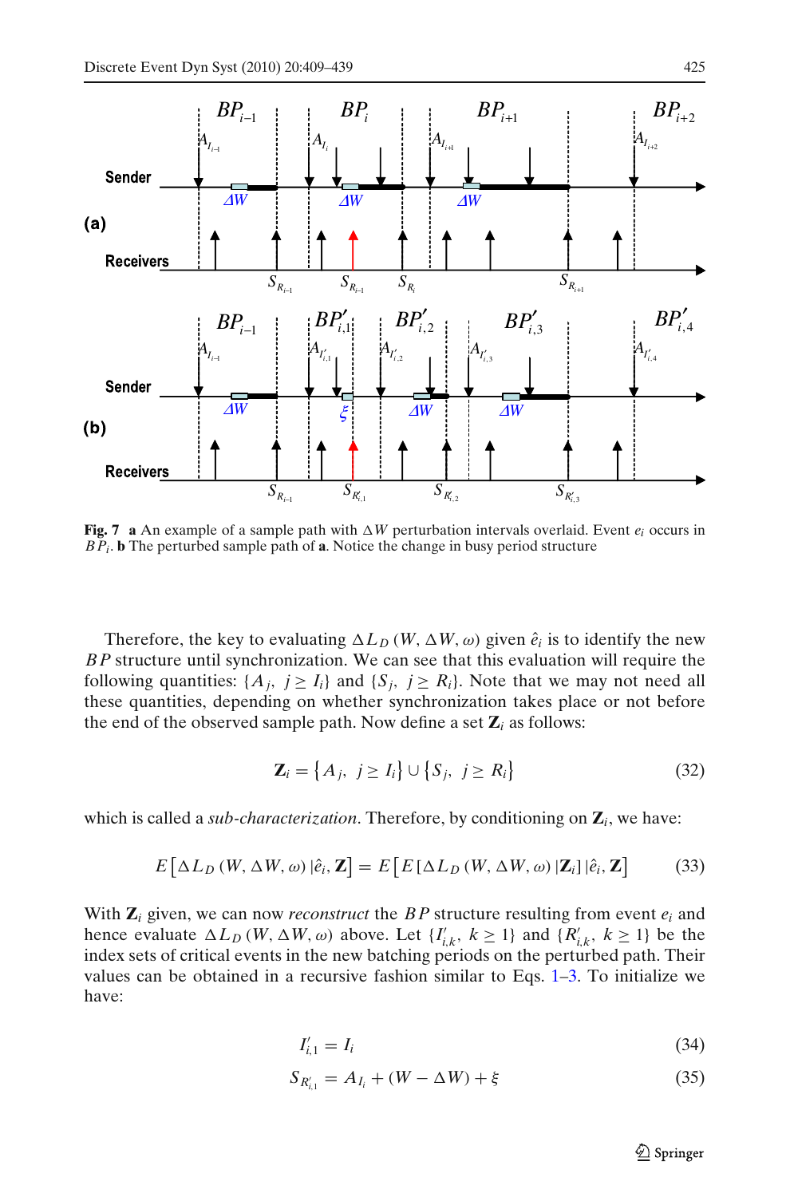**Fig. 7** **a** An example of a sample path with $\Delta W$ perturbation intervals overlaid. Event $e_i$ occurs in $BP_i$. **b** The perturbed sample path of **a**. Notice the change in busy period structure

Therefore, the key to evaluating $\Delta L_D(W, \Delta W, \omega)$ given $\hat{e}_i$ is to identify the new $BP$ structure until synchronization. We can see that this evaluation will require the following quantities: $\{A_j,\ j \geq I_i\}$ and $\{S_j,\ j \geq R_i\}$. Note that we may not need all these quantities, depending on whether synchronization takes place or not before the end of the observed sample path. Now define a set $\mathbf{Z}_i$ as follows:

$$\mathbf{Z}_i = \left\{A_j,\ j \geq I_i\right\} \cup \left\{S_j,\ j \geq R_i\right\} \tag{32}$$

which is called a *sub-characterization*. Therefore, by conditioning on $\mathbf{Z}_i$, we have:

$$E\left[\Delta L_D(W, \Delta W, \omega)\,|\hat{e}_i, \mathbf{Z}\right] = E\left[E\left[\Delta L_D(W, \Delta W, \omega)\,|\mathbf{Z}_i\right]|\hat{e}_i, \mathbf{Z}\right] \tag{33}$$

With $\mathbf{Z}_i$ given, we can now *reconstruct* the $BP$ structure resulting from event $e_i$ and hence evaluate $\Delta L_D(W, \Delta W, \omega)$ above. Let $\{I'_{i,k},\ k \geq 1\}$ and $\{R'_{i,k},\ k \geq 1\}$ be the index sets of critical events in the new batching periods on the perturbed path. Their values can be obtained in a recursive fashion similar to Eqs. 1–3. To initialize we have:

$$I'_{i,1} = I_i \tag{34}$$

$$S_{R'_{i,1}} = A_{I_i} + (W - \Delta W) + \xi \tag{35}$$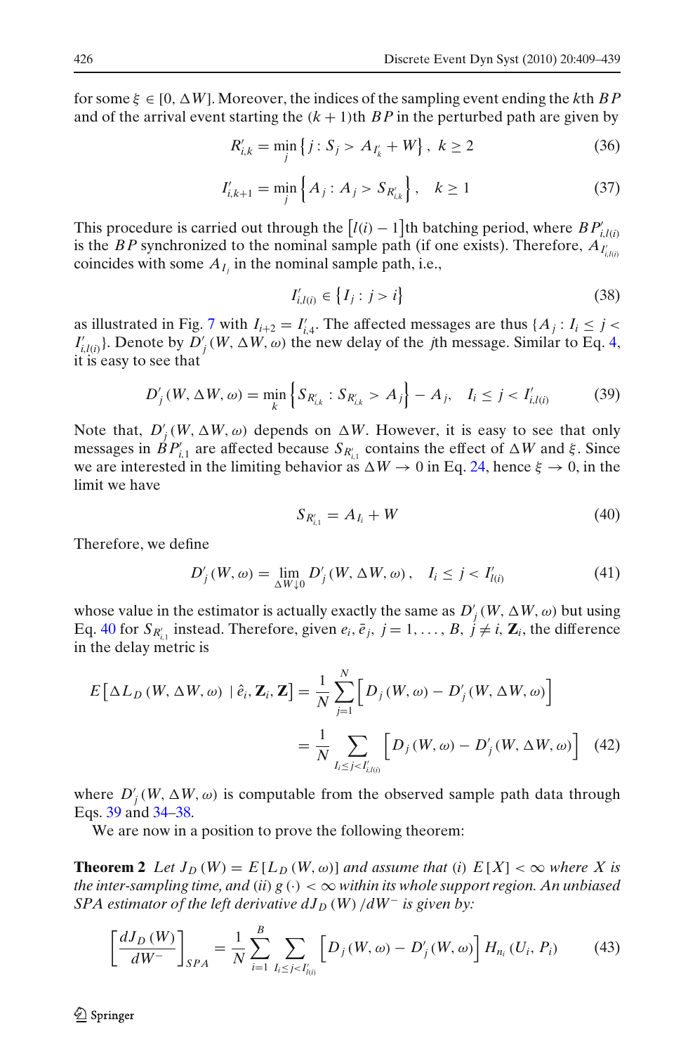for some $\xi \in [0, \Delta W]$. Moreover, the indices of the sampling event ending the $k$th $BP$ and of the arrival event starting the $(k+1)$th $BP$ in the perturbed path are given by

$$R'_{i,k} = \min_{j} \left\{ j : S_j > A_{I'_k} + W \right\}, \ k \geq 2 \tag{36}$$

$$I'_{i,k+1} = \min_{j} \left\{ A_j : A_j > S_{R'_{i,k}} \right\}, \quad k \geq 1 \tag{37}$$

This procedure is carried out through the $[l(i) - 1]$th batching period, where $BP'_{i,l(i)}$ is the $BP$ synchronized to the nominal sample path (if one exists). Therefore, $A_{I'_{i,l(i)}}$ coincides with some $A_{I_j}$ in the nominal sample path, i.e.,

$$I'_{i,l(i)} \in \left\{ I_j : j > i \right\} \tag{38}$$

as illustrated in Fig. 7 with $I_{i+2} = I'_{i,4}$. The affected messages are thus $\{A_j : I_i \leq j < I'_{i,l(i)}\}$. Denote by $D'_j(W, \Delta W, \omega)$ the new delay of the $j$th message. Similar to Eq. 4, it is easy to see that

$$D'_j(W, \Delta W, \omega) = \min_{k} \left\{ S_{R'_{i,k}} : S_{R'_{i,k}} > A_j \right\} - A_j, \quad I_i \leq j < I'_{i,l(i)} \tag{39}$$

Note that, $D'_j(W, \Delta W, \omega)$ depends on $\Delta W$. However, it is easy to see that only messages in $BP'_{i,1}$ are affected because $S_{R'_{i,1}}$ contains the effect of $\Delta W$ and $\xi$. Since we are interested in the limiting behavior as $\Delta W \to 0$ in Eq. 24, hence $\xi \to 0$, in the limit we have

$$S_{R'_{i,1}} = A_{I_i} + W \tag{40}$$

Therefore, we define

$$D'_j(W, \omega) = \lim_{\Delta W \downarrow 0} D'_j(W, \Delta W, \omega), \quad I_i \leq j < I'_{l(i)} \tag{41}$$

whose value in the estimator is actually exactly the same as $D'_j(W, \Delta W, \omega)$ but using Eq. 40 for $S_{R'_{i,1}}$ instead. Therefore, given $e_i, \bar{e}_j, \ j = 1, \ldots, B, \ j \neq i, \mathbf{Z}_i$, the difference in the delay metric is

$$\begin{aligned}
E\left[\Delta L_D(W, \Delta W, \omega) \mid \hat{e}_i, \mathbf{Z}_i, \mathbf{Z}\right] &= \frac{1}{N} \sum_{j=1}^{N} \left[ D_j(W, \omega) - D'_j(W, \Delta W, \omega) \right] \\
&= \frac{1}{N} \sum_{I_i \leq j < I'_{i,l(i)}} \left[ D_j(W, \omega) - D'_j(W, \Delta W, \omega) \right] \quad (42)
\end{aligned}$$

where $D'_j(W, \Delta W, \omega)$ is computable from the observed sample path data through Eqs. 39 and 34–38.

We are now in a position to prove the following theorem:

**Theorem 2** *Let $J_D(W) = E[L_D(W, \omega)]$ and assume that (i) $E[X] < \infty$ where $X$ is the inter-sampling time, and (ii) $g(\cdot) < \infty$ within its whole support region. An unbiased SPA estimator of the left derivative $dJ_D(W)/dW^-$ is given by:*

$$\left[ \frac{dJ_D(W)}{dW^-} \right]_{SPA} = \frac{1}{N} \sum_{i=1}^{B} \sum_{I_i \leq j < I'_{l(i)}} \left[ D_j(W, \omega) - D'_j(W, \omega) \right] H_{n_i}(U_i, P_i) \tag{43}$$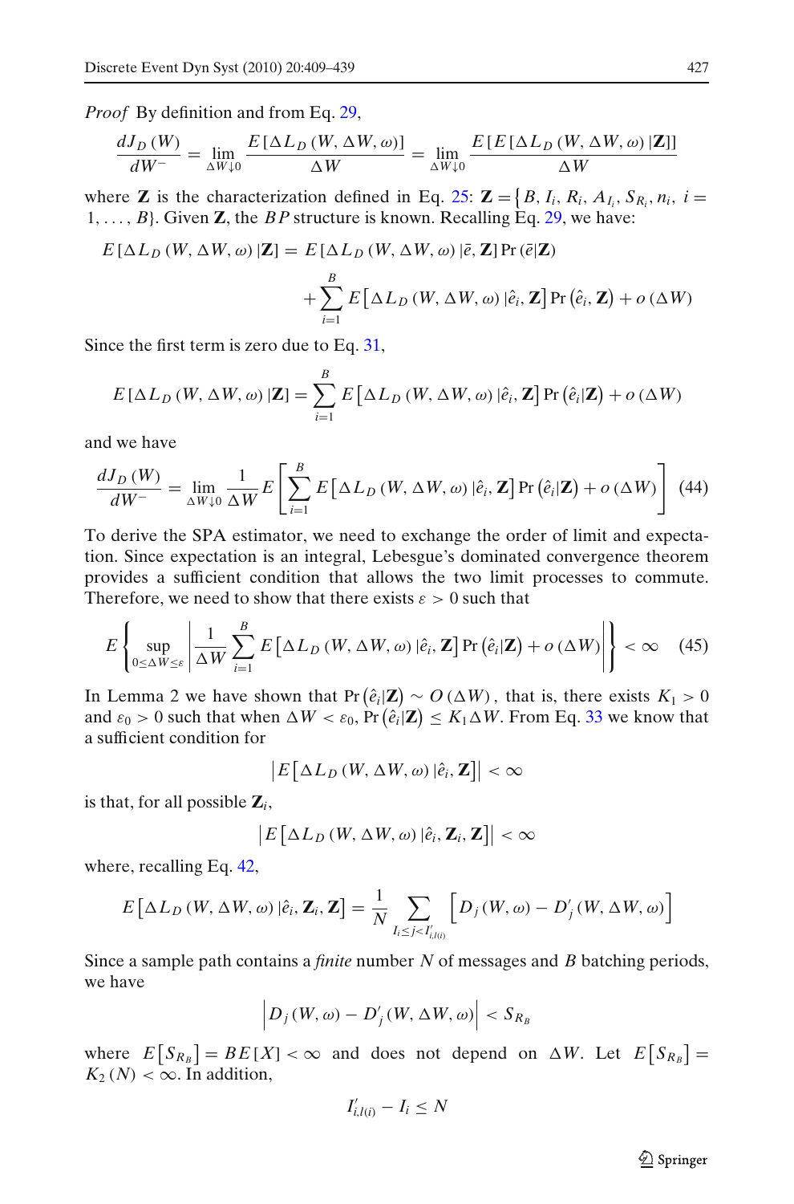*Proof* By definition and from Eq. 29,

$$\frac{dJ_D(W)}{dW^-} = \lim_{\Delta W \downarrow 0} \frac{E[\Delta L_D(W, \Delta W, \omega)]}{\Delta W} = \lim_{\Delta W \downarrow 0} \frac{E[E[\Delta L_D(W, \Delta W, \omega)|\mathbf{Z}]]}{\Delta W}$$

where $\mathbf{Z}$ is the characterization defined in Eq. 25: $\mathbf{Z} = \{B, I_i, R_i, A_{I_i}, S_{R_i}, n_i, \ i = 1, \ldots, B\}$. Given $\mathbf{Z}$, the $BP$ structure is known. Recalling Eq. 29, we have:

$$E[\Delta L_D(W, \Delta W, \omega)|\mathbf{Z}] = E[\Delta L_D(W, \Delta W, \omega)|\bar{e}, \mathbf{Z}] \Pr(\bar{e}|\mathbf{Z})$$
$$+ \sum_{i=1}^{B} E\left[\Delta L_D(W, \Delta W, \omega)|\hat{e}_i, \mathbf{Z}\right] \Pr\left(\hat{e}_i, \mathbf{Z}\right) + o(\Delta W)$$

Since the first term is zero due to Eq. 31,

$$E[\Delta L_D(W, \Delta W, \omega)|\mathbf{Z}] = \sum_{i=1}^{B} E\left[\Delta L_D(W, \Delta W, \omega)|\hat{e}_i, \mathbf{Z}\right] \Pr\left(\hat{e}_i|\mathbf{Z}\right) + o(\Delta W)$$

and we have

$$\frac{dJ_D(W)}{dW^-} = \lim_{\Delta W \downarrow 0} \frac{1}{\Delta W} E\left[\sum_{i=1}^{B} E\left[\Delta L_D(W, \Delta W, \omega)|\hat{e}_i, \mathbf{Z}\right] \Pr\left(\hat{e}_i|\mathbf{Z}\right) + o(\Delta W)\right] \quad (44)$$

To derive the SPA estimator, we need to exchange the order of limit and expectation. Since expectation is an integral, Lebesgue's dominated convergence theorem provides a sufficient condition that allows the two limit processes to commute. Therefore, we need to show that there exists $\varepsilon > 0$ such that

$$E\left\{\sup_{0 \le \Delta W \le \varepsilon} \left|\frac{1}{\Delta W} \sum_{i=1}^{B} E\left[\Delta L_D(W, \Delta W, \omega)|\hat{e}_i, \mathbf{Z}\right] \Pr\left(\hat{e}_i|\mathbf{Z}\right) + o(\Delta W)\right|\right\} < \infty \quad (45)$$

In Lemma 2 we have shown that $\Pr\left(\hat{e}_i|\mathbf{Z}\right) \sim O(\Delta W)$, that is, there exists $K_1 > 0$ and $\varepsilon_0 > 0$ such that when $\Delta W < \varepsilon_0$, $\Pr\left(\hat{e}_i|\mathbf{Z}\right) \le K_1 \Delta W$. From Eq. 33 we know that a sufficient condition for

$$\left|E\left[\Delta L_D(W, \Delta W, \omega)|\hat{e}_i, \mathbf{Z}\right]\right| < \infty$$

is that, for all possible $\mathbf{Z}_i$,

$$\left|E\left[\Delta L_D(W, \Delta W, \omega)|\hat{e}_i, \mathbf{Z}_i, \mathbf{Z}\right]\right| < \infty$$

where, recalling Eq. 42,

$$E\left[\Delta L_D(W, \Delta W, \omega)|\hat{e}_i, \mathbf{Z}_i, \mathbf{Z}\right] = \frac{1}{N} \sum_{I_i \le j < I'_{i,l(i)}} \left[D_j(W, \omega) - D'_j(W, \Delta W, \omega)\right]$$

Since a sample path contains a *finite* number $N$ of messages and $B$ batching periods, we have

$$\left|D_j(W, \omega) - D'_j(W, \Delta W, \omega)\right| < S_{R_B}$$

where $E\left[S_{R_B}\right] = BE[X] < \infty$ and does not depend on $\Delta W$. Let $E\left[S_{R_B}\right] = K_2(N) < \infty$. In addition,

$$I'_{i,l(i)} - I_i \le N$$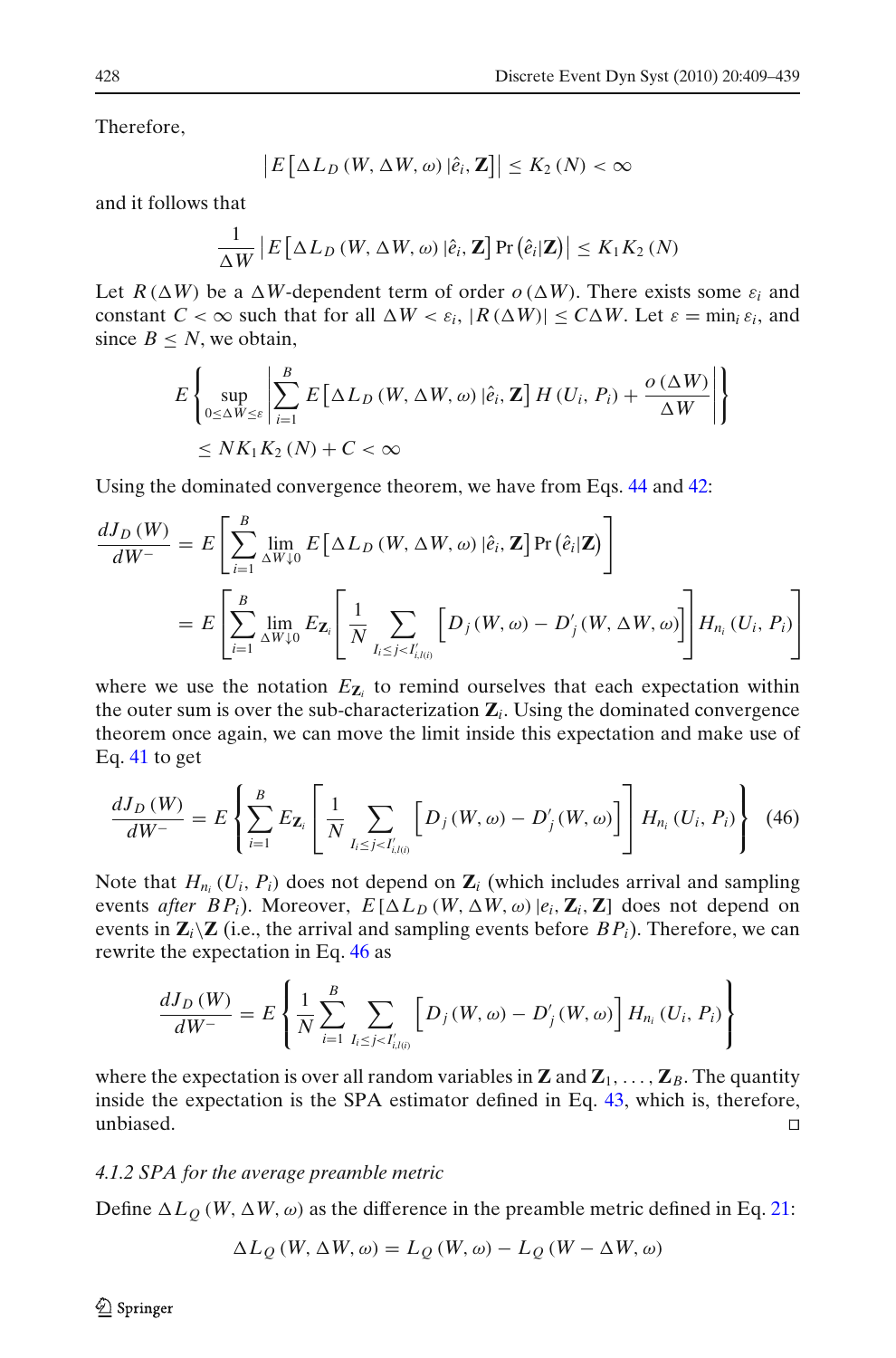Therefore,

$$\left| E\left[\Delta L_D\left(W, \Delta W, \omega\right) | \hat{e}_i, \mathbf{Z}\right]\right| \leq K_2\left(N\right) < \infty$$

and it follows that

$$\frac{1}{\Delta W}\left| E\left[\Delta L_D\left(W, \Delta W, \omega\right) | \hat{e}_i, \mathbf{Z}\right] \Pr\left(\hat{e}_i | \mathbf{Z}\right)\right| \leq K_1 K_2\left(N\right)$$

Let $R\left(\Delta W\right)$ be a $\Delta W$-dependent term of order $o\left(\Delta W\right)$. There exists some $\varepsilon_i$ and constant $C < \infty$ such that for all $\Delta W < \varepsilon_i$, $\left|R\left(\Delta W\right)\right| \leq C\Delta W$. Let $\varepsilon = \min_i \varepsilon_i$, and since $B \leq N$, we obtain,

$$E\left\{\sup_{0\leq \Delta W \leq \varepsilon}\left|\sum_{i=1}^{B} E\left[\Delta L_D\left(W, \Delta W, \omega\right) | \hat{e}_i, \mathbf{Z}\right] H\left(U_i, P_i\right) + \frac{o\left(\Delta W\right)}{\Delta W}\right|\right\}$$
$$\leq N K_1 K_2\left(N\right) + C < \infty$$

Using the dominated convergence theorem, we have from Eqs. 44 and 42:

$$\begin{aligned}
\frac{dJ_D\left(W\right)}{dW^-} &= E\left[\sum_{i=1}^{B}\lim_{\Delta W \downarrow 0} E\left[\Delta L_D\left(W, \Delta W, \omega\right) | \hat{e}_i, \mathbf{Z}\right] \Pr\left(\hat{e}_i | \mathbf{Z}\right)\right] \\
&= E\left[\sum_{i=1}^{B}\lim_{\Delta W \downarrow 0} E_{\mathbf{Z}_i}\left[\frac{1}{N}\sum_{I_i \leq j < I'_{i,l(i)}}\left[D_j\left(W, \omega\right) - D'_j\left(W, \Delta W, \omega\right)\right]\right] H_{n_i}\left(U_i, P_i\right)\right]
\end{aligned}$$

where we use the notation $E_{\mathbf{Z}_i}$ to remind ourselves that each expectation within the outer sum is over the sub-characterization $\mathbf{Z}_i$. Using the dominated convergence theorem once again, we can move the limit inside this expectation and make use of Eq. 41 to get

$$\frac{dJ_D\left(W\right)}{dW^-} = E\left\{\sum_{i=1}^{B} E_{\mathbf{Z}_i}\left[\frac{1}{N}\sum_{I_i \leq j < I'_{i,l(i)}}\left[D_j\left(W, \omega\right) - D'_j\left(W, \omega\right)\right]\right] H_{n_i}\left(U_i, P_i\right)\right\} \quad (46)$$

Note that $H_{n_i}\left(U_i, P_i\right)$ does not depend on $\mathbf{Z}_i$ (which includes arrival and sampling events *after* $BP_i$). Moreover, $E\left[\Delta L_D\left(W, \Delta W, \omega\right) | e_i, \mathbf{Z}_i, \mathbf{Z}\right]$ does not depend on events in $\mathbf{Z}_i \backslash \mathbf{Z}$ (i.e., the arrival and sampling events before $BP_i$). Therefore, we can rewrite the expectation in Eq. 46 as

$$\frac{dJ_D\left(W\right)}{dW^-} = E\left\{\frac{1}{N}\sum_{i=1}^{B}\sum_{I_i \leq j < I'_{i,l(i)}}\left[D_j\left(W, \omega\right) - D'_j\left(W, \omega\right)\right] H_{n_i}\left(U_i, P_i\right)\right\}$$

where the expectation is over all random variables in $\mathbf{Z}$ and $\mathbf{Z}_1, \ldots, \mathbf{Z}_B$. The quantity inside the expectation is the SPA estimator defined in Eq. 43, which is, therefore, unbiased. □

#### *4.1.2 SPA for the average preamble metric*

Define $\Delta L_Q\left(W, \Delta W, \omega\right)$ as the difference in the preamble metric defined in Eq. 21:

$$\Delta L_Q\left(W, \Delta W, \omega\right) = L_Q\left(W, \omega\right) - L_Q\left(W - \Delta W, \omega\right)$$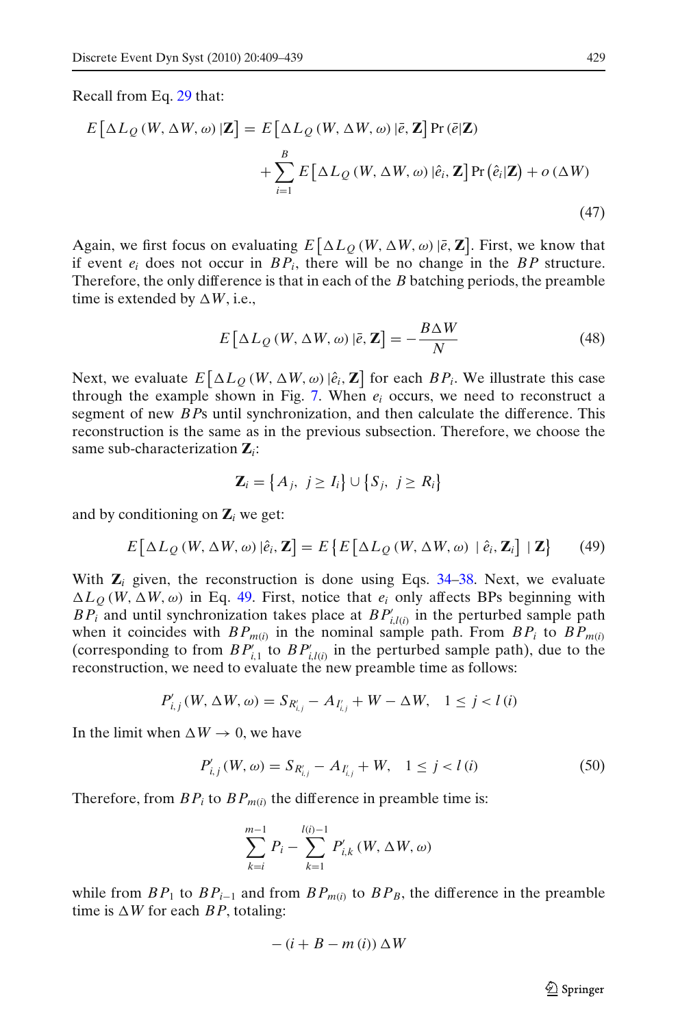Recall from Eq. 29 that:

$$E\left[\Delta L_Q(W, \Delta W, \omega)\,|\mathbf{Z}\right] = E\left[\Delta L_Q(W, \Delta W, \omega)\,|\bar{e}, \mathbf{Z}\right]\Pr(\bar{e}|\mathbf{Z}) + \sum_{i=1}^{B} E\left[\Delta L_Q(W, \Delta W, \omega)\,|\hat{e}_i, \mathbf{Z}\right]\Pr(\hat{e}_i|\mathbf{Z}) + o(\Delta W) \tag{47}$$

Again, we first focus on evaluating $E\left[\Delta L_Q(W, \Delta W, \omega)\,|\bar{e}, \mathbf{Z}\right]$. First, we know that if event $e_i$ does not occur in $BP_i$, there will be no change in the $BP$ structure. Therefore, the only difference is that in each of the $B$ batching periods, the preamble time is extended by $\Delta W$, i.e.,

$$E\left[\Delta L_Q(W, \Delta W, \omega)\,|\bar{e}, \mathbf{Z}\right] = -\frac{B\Delta W}{N} \tag{48}$$

Next, we evaluate $E\left[\Delta L_Q(W, \Delta W, \omega)\,|\hat{e}_i, \mathbf{Z}\right]$ for each $BP_i$. We illustrate this case through the example shown in Fig. 7. When $e_i$ occurs, we need to reconstruct a segment of new $BP$s until synchronization, and then calculate the difference. This reconstruction is the same as in the previous subsection. Therefore, we choose the same sub-characterization $\mathbf{Z}_i$:

$$\mathbf{Z}_i = \left\{A_j,\ j \geq I_i\right\} \cup \left\{S_j,\ j \geq R_i\right\}$$

and by conditioning on $\mathbf{Z}_i$ we get:

$$E\left[\Delta L_Q(W, \Delta W, \omega)\,|\hat{e}_i, \mathbf{Z}\right] = E\left\{E\left[\Delta L_Q(W, \Delta W, \omega)\ |\ \hat{e}_i, \mathbf{Z}_i\right]\ |\ \mathbf{Z}\right\} \tag{49}$$

With $\mathbf{Z}_i$ given, the reconstruction is done using Eqs. 34–38. Next, we evaluate $\Delta L_Q(W, \Delta W, \omega)$ in Eq. 49. First, notice that $e_i$ only affects BPs beginning with $BP_i$ and until synchronization takes place at $BP'_{i,l(i)}$ in the perturbed sample path when it coincides with $BP_{m(i)}$ in the nominal sample path. From $BP_i$ to $BP_{m(i)}$ (corresponding to from $BP'_{i,1}$ to $BP'_{i,l(i)}$ in the perturbed sample path), due to the reconstruction, we need to evaluate the new preamble time as follows:

$$P'_{i,j}(W, \Delta W, \omega) = S_{R'_{i,j}} - A_{I'_{i,j}} + W - \Delta W, \quad 1 \leq j < l(i)$$

In the limit when $\Delta W \to 0$, we have

$$P'_{i,j}(W, \omega) = S_{R'_{i,j}} - A_{I'_{i,j}} + W, \quad 1 \leq j < l(i) \tag{50}$$

Therefore, from $BP_i$ to $BP_{m(i)}$ the difference in preamble time is:

$$\sum_{k=i}^{m-1} P_i - \sum_{k=1}^{l(i)-1} P'_{i,k}(W, \Delta W, \omega)$$

while from $BP_1$ to $BP_{i-1}$ and from $BP_{m(i)}$ to $BP_B$, the difference in the preamble time is $\Delta W$ for each $BP$, totaling:

$$-(i + B - m(i))\,\Delta W$$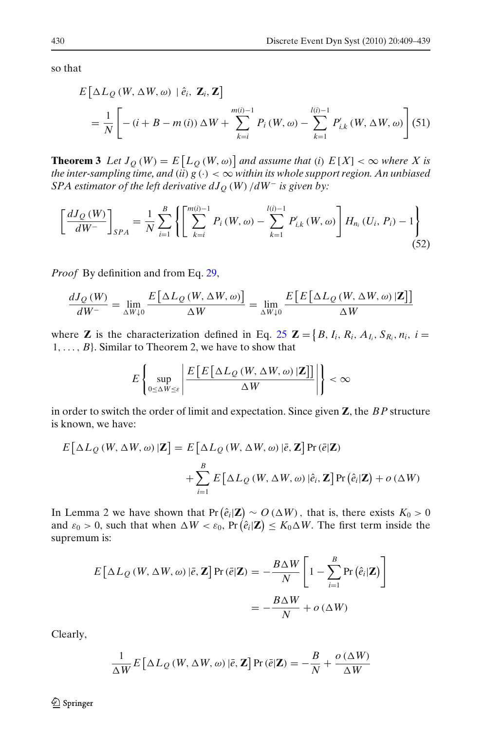so that

$$
E\left[\Delta L_Q(W, \Delta W, \omega) \mid \hat{e}_i, \mathbf{Z}_i, \mathbf{Z}\right] = \frac{1}{N}\left[-(i + B - m(i))\Delta W + \sum_{k=i}^{m(i)-1} P_i(W, \omega) - \sum_{k=1}^{l(i)-1} P'_{i,k}(W, \Delta W, \omega)\right] \quad (51)
$$

**Theorem 3** *Let $J_Q(W) = E\left[L_Q(W, \omega)\right]$ and assume that (i) $E[X] < \infty$ where $X$ is the inter-sampling time, and (ii) $g(\cdot) < \infty$ within its whole support region. An unbiased SPA estimator of the left derivative $dJ_Q(W)/dW^-$ is given by:*

$$
\left[\frac{dJ_Q(W)}{dW^-}\right]_{SPA} = \frac{1}{N}\sum_{i=1}^{B}\left\{\left[\sum_{k=i}^{m(i)-1} P_i(W, \omega) - \sum_{k=1}^{l(i)-1} P'_{i,k}(W, \omega)\right] H_{n_i}(U_i, P_i) - 1\right\} \quad (52)
$$

*Proof* By definition and from Eq. 29,

$$
\frac{dJ_Q(W)}{dW^-} = \lim_{\Delta W \downarrow 0} \frac{E\left[\Delta L_Q(W, \Delta W, \omega)\right]}{\Delta W} = \lim_{\Delta W \downarrow 0} \frac{E\left[E\left[\Delta L_Q(W, \Delta W, \omega) \mid \mathbf{Z}\right]\right]}{\Delta W}
$$

where $\mathbf{Z}$ is the characterization defined in Eq. 25 $\mathbf{Z} = \{B, I_i, R_i, A_{I_i}, S_{R_i}, n_i,\ i = 1, \ldots, B\}$. Similar to Theorem 2, we have to show that

$$
E\left\{\sup_{0 \le \Delta W \le \varepsilon}\left|\frac{E\left[E\left[\Delta L_Q(W, \Delta W, \omega) \mid \mathbf{Z}\right]\right]}{\Delta W}\right|\right\} < \infty
$$

in order to switch the order of limit and expectation. Since given $\mathbf{Z}$, the $BP$ structure is known, we have:

$$
\begin{aligned}
E\left[\Delta L_Q(W, \Delta W, \omega) \mid \mathbf{Z}\right] = {} & E\left[\Delta L_Q(W, \Delta W, \omega) \mid \bar{e}, \mathbf{Z}\right] \Pr(\bar{e} \mid \mathbf{Z}) \\
& + \sum_{i=1}^{B} E\left[\Delta L_Q(W, \Delta W, \omega) \mid \hat{e}_i, \mathbf{Z}\right] \Pr\left(\hat{e}_i \mid \mathbf{Z}\right) + o(\Delta W)
\end{aligned}
$$

In Lemma 2 we have shown that $\Pr\left(\hat{e}_i \mid \mathbf{Z}\right) \sim O(\Delta W)$, that is, there exists $K_0 > 0$ and $\varepsilon_0 > 0$, such that when $\Delta W < \varepsilon_0$, $\Pr\left(\hat{e}_i \mid \mathbf{Z}\right) \le K_0 \Delta W$. The first term inside the supremum is:

$$
\begin{aligned}
E\left[\Delta L_Q(W, \Delta W, \omega) \mid \bar{e}, \mathbf{Z}\right] \Pr(\bar{e} \mid \mathbf{Z}) &= -\frac{B \Delta W}{N}\left[1 - \sum_{i=1}^{B} \Pr\left(\hat{e}_i \mid \mathbf{Z}\right)\right] \\
&= -\frac{B \Delta W}{N} + o(\Delta W)
\end{aligned}
$$

Clearly,

$$
\frac{1}{\Delta W} E\left[\Delta L_Q(W, \Delta W, \omega) \mid \bar{e}, \mathbf{Z}\right] \Pr(\bar{e} \mid \mathbf{Z}) = -\frac{B}{N} + \frac{o(\Delta W)}{\Delta W}
$$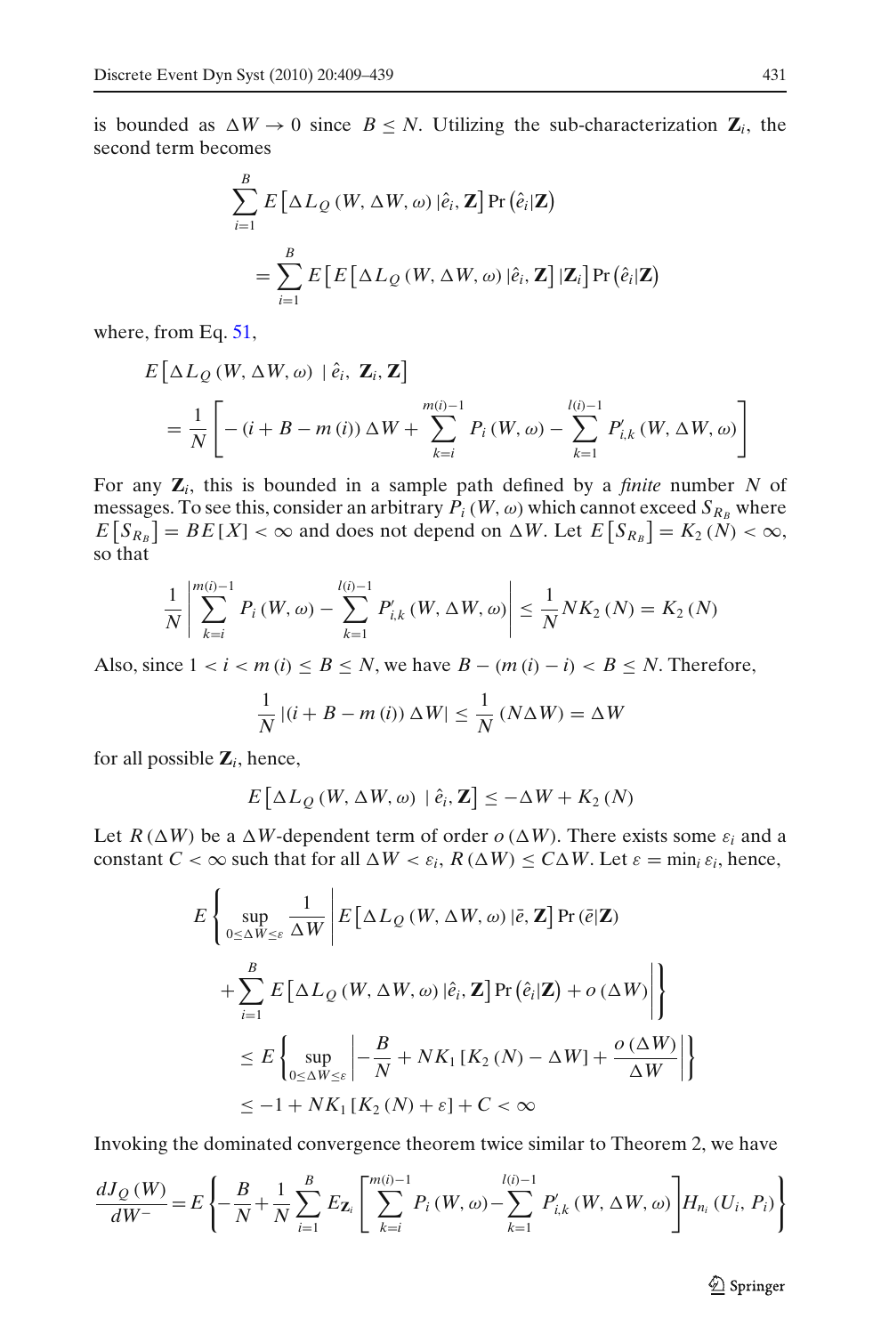is bounded as $\Delta W \to 0$ since $B \leq N$. Utilizing the sub-characterization $\mathbf{Z}_i$, the second term becomes

$$\sum_{i=1}^{B} E\left[\Delta L_Q\left(W, \Delta W, \omega\right) | \hat{e}_i, \mathbf{Z}\right] \Pr\left(\hat{e}_i | \mathbf{Z}\right)$$

$$= \sum_{i=1}^{B} E\left[E\left[\Delta L_Q\left(W, \Delta W, \omega\right) | \hat{e}_i, \mathbf{Z}\right] | \mathbf{Z}_i\right] \Pr\left(\hat{e}_i | \mathbf{Z}\right)$$

where, from Eq. 51,

$$E\left[\Delta L_Q\left(W, \Delta W, \omega\right) \mid \hat{e}_i, \mathbf{Z}_i, \mathbf{Z}\right]$$

$$= \frac{1}{N}\left[-\left(i + B - m\left(i\right)\right)\Delta W + \sum_{k=i}^{m(i)-1} P_i\left(W, \omega\right) - \sum_{k=1}^{l(i)-1} P'_{i,k}\left(W, \Delta W, \omega\right)\right]$$

For any $\mathbf{Z}_i$, this is bounded in a sample path defined by a *finite* number $N$ of messages. To see this, consider an arbitrary $P_i\left(W, \omega\right)$ which cannot exceed $S_{R_B}$ where $E\left[S_{R_B}\right] = BE\left[X\right] < \infty$ and does not depend on $\Delta W$. Let $E\left[S_{R_B}\right] = K_2\left(N\right) < \infty$, so that

$$\frac{1}{N}\left|\sum_{k=i}^{m(i)-1} P_i\left(W, \omega\right) - \sum_{k=1}^{l(i)-1} P'_{i,k}\left(W, \Delta W, \omega\right)\right| \leq \frac{1}{N} N K_2\left(N\right) = K_2\left(N\right)$$

Also, since $1 < i < m\left(i\right) \leq B \leq N$, we have $B - \left(m\left(i\right) - i\right) < B \leq N$. Therefore,

$$\frac{1}{N}\left|\left(i + B - m\left(i\right)\right)\Delta W\right| \leq \frac{1}{N}\left(N \Delta W\right) = \Delta W$$

for all possible $\mathbf{Z}_i$, hence,

$$E\left[\Delta L_Q\left(W, \Delta W, \omega\right) \mid \hat{e}_i, \mathbf{Z}\right] \leq -\Delta W + K_2\left(N\right)$$

Let $R\left(\Delta W\right)$ be a $\Delta W$-dependent term of order $o\left(\Delta W\right)$. There exists some $\varepsilon_i$ and a constant $C < \infty$ such that for all $\Delta W < \varepsilon_i$, $R\left(\Delta W\right) \leq C \Delta W$. Let $\varepsilon = \min_i \varepsilon_i$, hence,

$$E\left\{\sup_{0 \leq \Delta W \leq \varepsilon} \frac{1}{\Delta W}\left|E\left[\Delta L_Q\left(W, \Delta W, \omega\right) | \bar{e}, \mathbf{Z}\right] \Pr\left(\bar{e} | \mathbf{Z}\right)\right.\right.$$

$$\left.\left. + \sum_{i=1}^{B} E\left[\Delta L_Q\left(W, \Delta W, \omega\right) | \hat{e}_i, \mathbf{Z}\right] \Pr\left(\hat{e}_i | \mathbf{Z}\right) + o\left(\Delta W\right)\right|\right\}$$

$$\leq E\left\{\sup_{0 \leq \Delta W \leq \varepsilon}\left|-\frac{B}{N} + N K_1\left[K_2\left(N\right) - \Delta W\right] + \frac{o\left(\Delta W\right)}{\Delta W}\right|\right\}$$

$$\leq -1 + N K_1\left[K_2\left(N\right) + \varepsilon\right] + C < \infty$$

Invoking the dominated convergence theorem twice similar to Theorem 2, we have

$$\frac{dJ_Q\left(W\right)}{dW^-} = E\left\{-\frac{B}{N} + \frac{1}{N}\sum_{i=1}^{B} E_{\mathbf{Z}_i}\left[\sum_{k=i}^{m(i)-1} P_i\left(W, \omega\right) - \sum_{k=1}^{l(i)-1} P'_{i,k}\left(W, \Delta W, \omega\right)\right] H_{n_i}\left(U_i, P_i\right)\right\}$$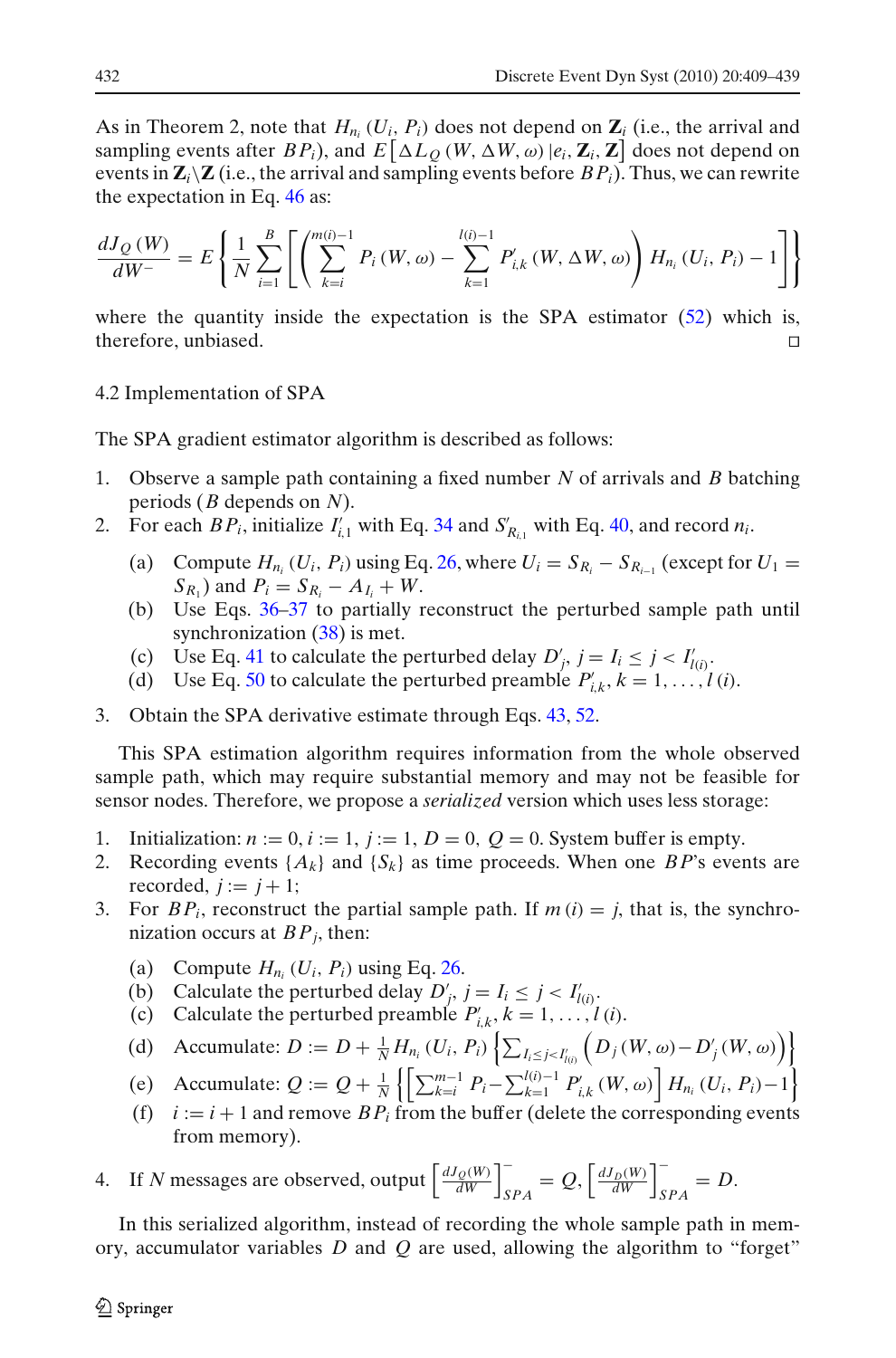As in Theorem 2, note that $H_{n_i}(U_i, P_i)$ does not depend on $\mathbf{Z}_i$ (i.e., the arrival and sampling events after $BP_i$), and $E\left[\Delta L_Q(W, \Delta W, \omega)\,|e_i, \mathbf{Z}_i, \mathbf{Z}\right]$ does not depend on events in $\mathbf{Z}_i \backslash \mathbf{Z}$ (i.e., the arrival and sampling events before $BP_i$). Thus, we can rewrite the expectation in Eq. 46 as:

$$\frac{dJ_Q(W)}{dW^-} = E\left\{\frac{1}{N}\sum_{i=1}^{B}\left[\left(\sum_{k=i}^{m(i)-1} P_i(W, \omega) - \sum_{k=1}^{l(i)-1} P'_{i,k}(W, \Delta W, \omega)\right) H_{n_i}(U_i, P_i) - 1\right]\right\}$$

where the quantity inside the expectation is the SPA estimator (52) which is, therefore, unbiased. □

## 4.2 Implementation of SPA

The SPA gradient estimator algorithm is described as follows:

1. Observe a sample path containing a fixed number $N$ of arrivals and $B$ batching periods ($B$ depends on $N$).
2. For each $BP_i$, initialize $I'_{i,1}$ with Eq. 34 and $S'_{R_{i,1}}$ with Eq. 40, and record $n_i$.
   - (a) Compute $H_{n_i}(U_i, P_i)$ using Eq. 26, where $U_i = S_{R_i} - S_{R_{i-1}}$ (except for $U_1 = S_{R_1}$) and $P_i = S_{R_i} - A_{I_i} + W$.
   - (b) Use Eqs. 36–37 to partially reconstruct the perturbed sample path until synchronization (38) is met.
   - (c) Use Eq. 41 to calculate the perturbed delay $D'_j$, $j = I_i \le j < I'_{l(i)}$.
   - (d) Use Eq. 50 to calculate the perturbed preamble $P'_{i,k}$, $k = 1, \ldots, l(i)$.
3. Obtain the SPA derivative estimate through Eqs. 43, 52.

This SPA estimation algorithm requires information from the whole observed sample path, which may require substantial memory and may not be feasible for sensor nodes. Therefore, we propose a *serialized* version which uses less storage:

1. Initialization: $n := 0$, $i := 1$, $j := 1$, $D = 0$, $Q = 0$. System buffer is empty.
2. Recording events $\{A_k\}$ and $\{S_k\}$ as time proceeds. When one $BP$'s events are recorded, $j := j + 1$;
3. For $BP_i$, reconstruct the partial sample path. If $m(i) = j$, that is, the synchronization occurs at $BP_j$, then:
   - (a) Compute $H_{n_i}(U_i, P_i)$ using Eq. 26.
   - (b) Calculate the perturbed delay $D'_j$, $j = I_i \le j < I'_{l(i)}$.
   - (c) Calculate the perturbed preamble $P'_{i,k}$, $k = 1, \ldots, l(i)$.
   - (d) Accumulate: $D := D + \frac{1}{N} H_{n_i}(U_i, P_i)\left\{\sum_{I_i \le j < I'_{l(i)}}\left(D_j(W, \omega) - D'_j(W, \omega)\right)\right\}$
   - (e) Accumulate: $Q := Q + \frac{1}{N}\left\{\left[\sum_{k=i}^{m-1} P_i - \sum_{k=1}^{l(i)-1} P'_{i,k}(W, \omega)\right] H_{n_i}(U_i, P_i) - 1\right\}$
   - (f) $i := i + 1$ and remove $BP_i$ from the buffer (delete the corresponding events from memory).
4. If $N$ messages are observed, output $\left[\frac{dJ_Q(W)}{dW}\right]^-_{SPA} = Q$, $\left[\frac{dJ_D(W)}{dW}\right]^-_{SPA} = D$.

In this serialized algorithm, instead of recording the whole sample path in memory, accumulator variables $D$ and $Q$ are used, allowing the algorithm to "forget"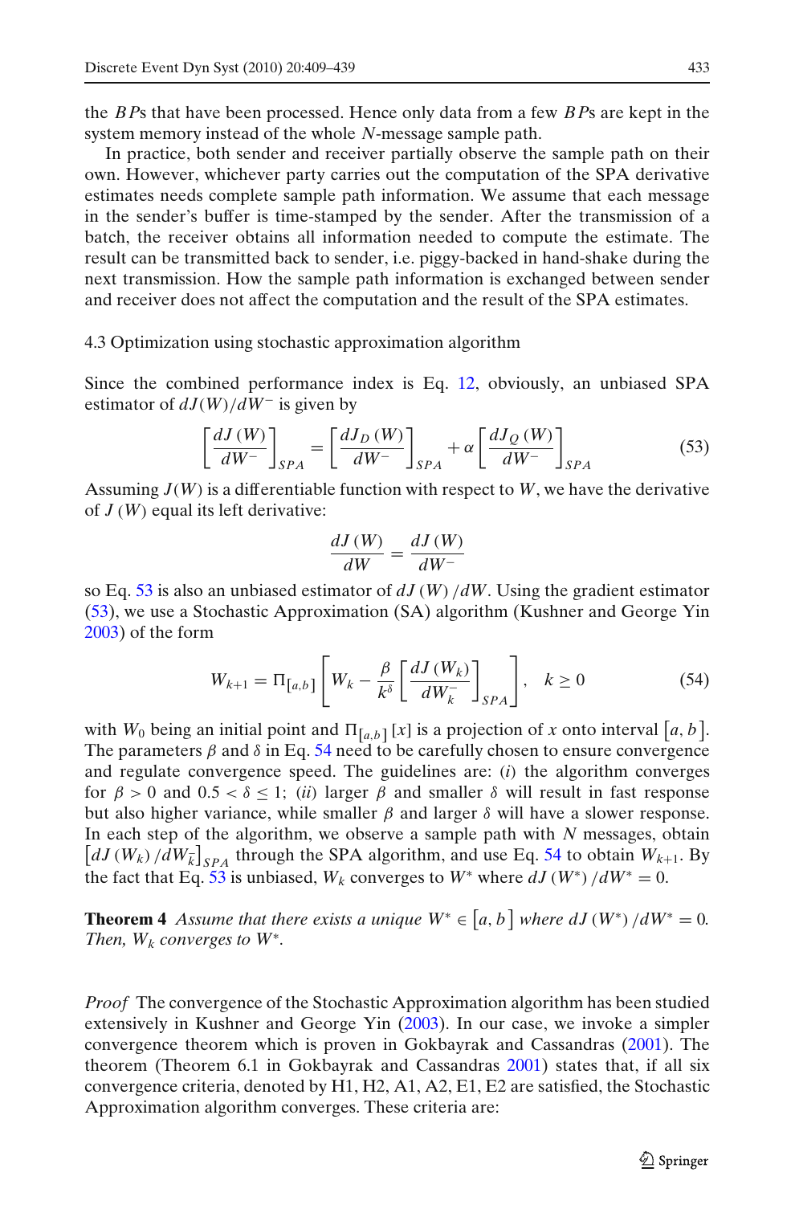the $BP$s that have been processed. Hence only data from a few $BP$s are kept in the system memory instead of the whole $N$-message sample path.

In practice, both sender and receiver partially observe the sample path on their own. However, whichever party carries out the computation of the SPA derivative estimates needs complete sample path information. We assume that each message in the sender's buffer is time-stamped by the sender. After the transmission of a batch, the receiver obtains all information needed to compute the estimate. The result can be transmitted back to sender, i.e. piggy-backed in hand-shake during the next transmission. How the sample path information is exchanged between sender and receiver does not affect the computation and the result of the SPA estimates.

### 4.3 Optimization using stochastic approximation algorithm

Since the combined performance index is Eq. 12, obviously, an unbiased SPA estimator of $dJ(W)/dW^-$ is given by

$$\left[\frac{dJ(W)}{dW^-}\right]_{SPA} = \left[\frac{dJ_D(W)}{dW^-}\right]_{SPA} + \alpha \left[\frac{dJ_Q(W)}{dW^-}\right]_{SPA} \tag{53}$$

Assuming $J(W)$ is a differentiable function with respect to $W$, we have the derivative of $J(W)$ equal its left derivative:

$$\frac{dJ(W)}{dW} = \frac{dJ(W)}{dW^-}$$

so Eq. 53 is also an unbiased estimator of $dJ(W)/dW$. Using the gradient estimator (53), we use a Stochastic Approximation (SA) algorithm (Kushner and George Yin 2003) of the form

$$W_{k+1} = \Pi_{[a,b]}\left[W_k - \frac{\beta}{k^\delta}\left[\frac{dJ(W_k)}{dW_k^-}\right]_{SPA}\right], \quad k \geq 0 \tag{54}$$

with $W_0$ being an initial point and $\Pi_{[a,b]}[x]$ is a projection of $x$ onto interval $[a,b]$. The parameters $\beta$ and $\delta$ in Eq. 54 need to be carefully chosen to ensure convergence and regulate convergence speed. The guidelines are: (*i*) the algorithm converges for $\beta > 0$ and $0.5 < \delta \leq 1$; (*ii*) larger $\beta$ and smaller $\delta$ will result in fast response but also higher variance, while smaller $\beta$ and larger $\delta$ will have a slower response. In each step of the algorithm, we observe a sample path with $N$ messages, obtain $\left[dJ(W_k)/dW_k^-\right]_{SPA}$ through the SPA algorithm, and use Eq. 54 to obtain $W_{k+1}$. By the fact that Eq. 53 is unbiased, $W_k$ converges to $W^*$ where $dJ(W^*)/dW^* = 0$.

**Theorem 4** *Assume that there exists a unique $W^* \in [a,b]$ where $dJ(W^*)/dW^* = 0$. Then, $W_k$ converges to $W^*$.*

*Proof* The convergence of the Stochastic Approximation algorithm has been studied extensively in Kushner and George Yin (2003). In our case, we invoke a simpler convergence theorem which is proven in Gokbayrak and Cassandras (2001). The theorem (Theorem 6.1 in Gokbayrak and Cassandras 2001) states that, if all six convergence criteria, denoted by H1, H2, A1, A2, E1, E2 are satisfied, the Stochastic Approximation algorithm converges. These criteria are: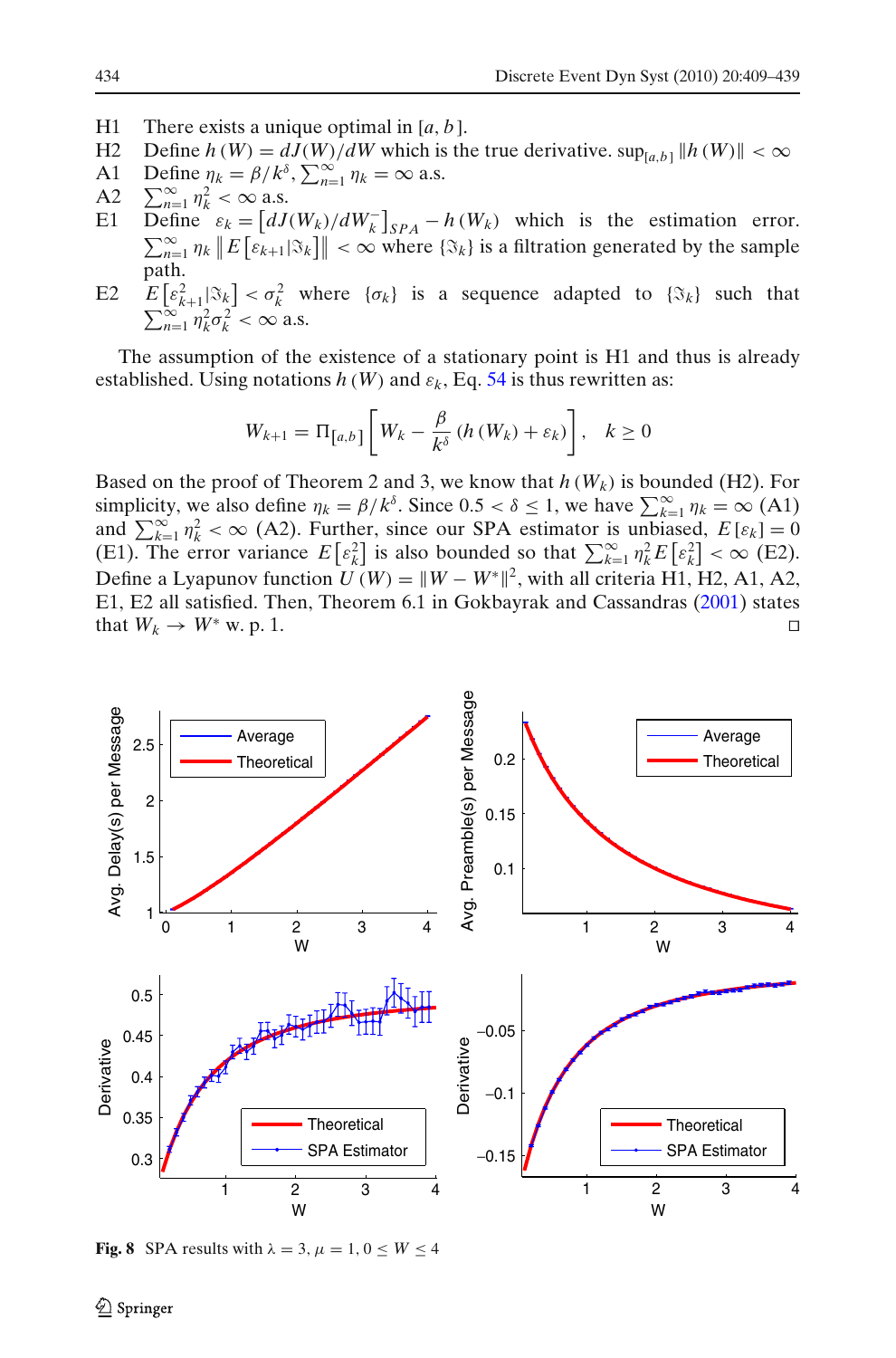H1 There exists a unique optimal in $[a, b]$.

H2 Define $h(W) = dJ(W)/dW$ which is the true derivative. $\sup_{[a,b]} \|h(W)\| < \infty$

A1 Define $\eta_k = \beta/k^{\delta}$, $\sum_{n=1}^{\infty} \eta_k = \infty$ a.s.

A2 $\sum_{n=1}^{\infty} \eta_k^2 < \infty$ a.s.

E1 Define $\varepsilon_k = \left[dJ(W_k)/dW_k^-\right]_{SPA} - h(W_k)$ which is the estimation error. $\sum_{n=1}^{\infty} \eta_k \left\| E\left[\varepsilon_{k+1} | \Im_k\right]\right\| < \infty$ where $\{\Im_k\}$ is a filtration generated by the sample path.

E2 $E\left[\varepsilon_{k+1}^2 | \Im_k\right] < \sigma_k^2$ where $\{\sigma_k\}$ is a sequence adapted to $\{\Im_k\}$ such that $\sum_{n=1}^{\infty} \eta_k^2 \sigma_k^2 < \infty$ a.s.

The assumption of the existence of a stationary point is H1 and thus is already established. Using notations $h(W)$ and $\varepsilon_k$, Eq. 54 is thus rewritten as:

$$W_{k+1} = \Pi_{[a,b]} \left[ W_k - \frac{\beta}{k^{\delta}} \left( h(W_k) + \varepsilon_k \right) \right], \quad k \geq 0$$

Based on the proof of Theorem 2 and 3, we know that $h(W_k)$ is bounded (H2). For simplicity, we also define $\eta_k = \beta/k^{\delta}$. Since $0.5 < \delta \leq 1$, we have $\sum_{k=1}^{\infty} \eta_k = \infty$ (A1) and $\sum_{k=1}^{\infty} \eta_k^2 < \infty$ (A2). Further, since our SPA estimator is unbiased, $E[\varepsilon_k] = 0$ (E1). The error variance $E\left[\varepsilon_k^2\right]$ is also bounded so that $\sum_{k=1}^{\infty} \eta_k^2 E\left[\varepsilon_k^2\right] < \infty$ (E2). Define a Lyapunov function $U(W) = \|W - W^*\|^2$, with all criteria H1, H2, A1, A2, E1, E2 all satisfied. Then, Theorem 6.1 in Gokbayrak and Cassandras (2001) states that $W_k \to W^*$ w. p. 1. □

**Fig. 8** SPA results with $\lambda = 3$, $\mu = 1$, $0 \leq W \leq 4$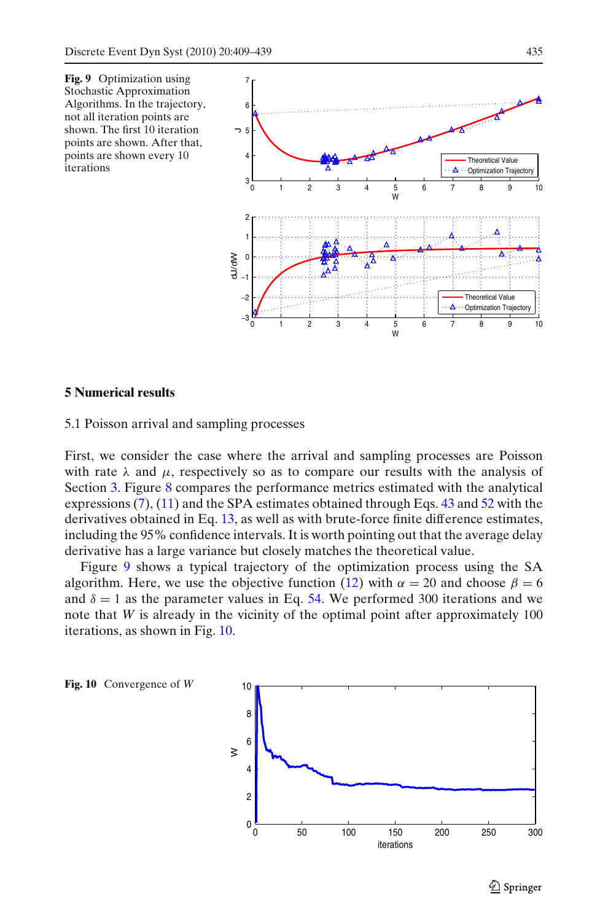**Fig. 9** Optimization using Stochastic Approximation Algorithms. In the trajectory, not all iteration points are shown. The first 10 iteration points are shown. After that, points are shown every 10 iterations

## 5 Numerical results

### 5.1 Poisson arrival and sampling processes

First, we consider the case where the arrival and sampling processes are Poisson with rate $\lambda$ and $\mu$, respectively so as to compare our results with the analysis of Section 3. Figure 8 compares the performance metrics estimated with the analytical expressions (7), (11) and the SPA estimates obtained through Eqs. 43 and 52 with the derivatives obtained in Eq. 13, as well as with brute-force finite difference estimates, including the 95% confidence intervals. It is worth pointing out that the average delay derivative has a large variance but closely matches the theoretical value.

Figure 9 shows a typical trajectory of the optimization process using the SA algorithm. Here, we use the objective function (12) with $\alpha = 20$ and choose $\beta = 6$ and $\delta = 1$ as the parameter values in Eq. 54. We performed 300 iterations and we note that $W$ is already in the vicinity of the optimal point after approximately 100 iterations, as shown in Fig. 10.

**Fig. 10** Convergence of $W$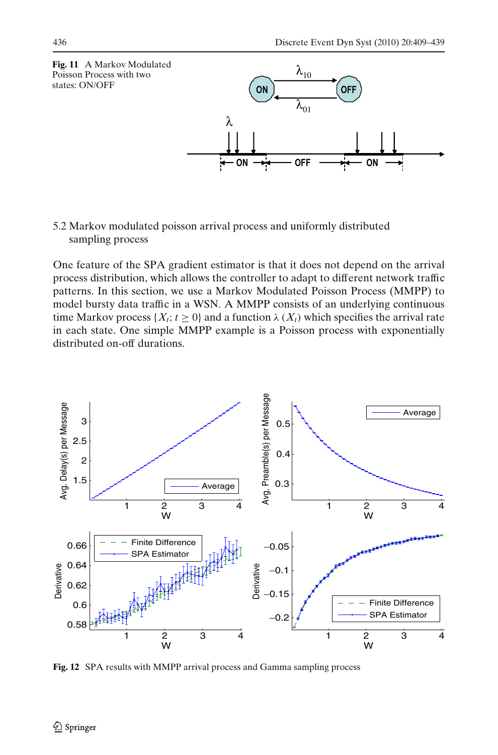**Fig. 11** A Markov Modulated Poisson Process with two states: ON/OFF

### 5.2 Markov modulated poisson arrival process and uniformly distributed sampling process

One feature of the SPA gradient estimator is that it does not depend on the arrival process distribution, which allows the controller to adapt to different network traffic patterns. In this section, we use a Markov Modulated Poisson Process (MMPP) to model bursty data traffic in a WSN. A MMPP consists of an underlying continuous time Markov process $\{X_t; t \geq 0\}$ and a function $\lambda\,(X_t)$ which specifies the arrival rate in each state. One simple MMPP example is a Poisson process with exponentially distributed on-off durations.

**Fig. 12** SPA results with MMPP arrival process and Gamma sampling process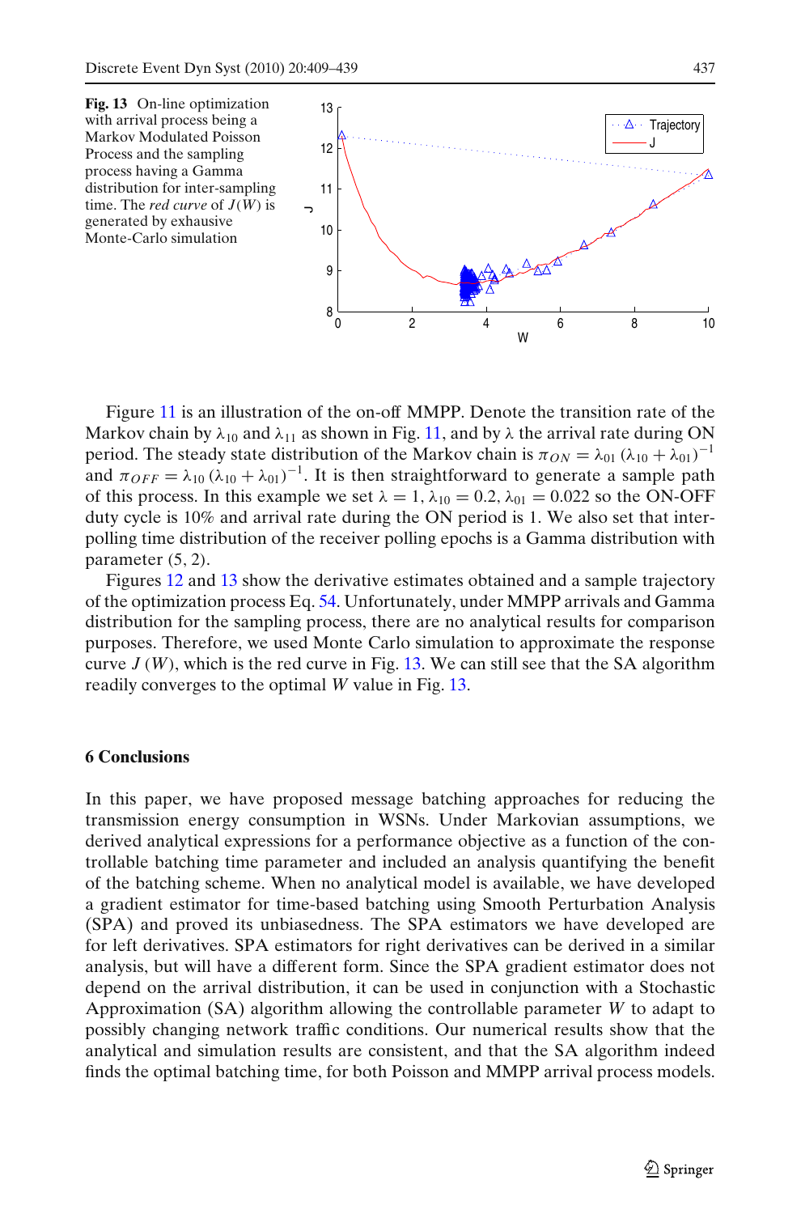**Fig. 13** On-line optimization with arrival process being a Markov Modulated Poisson Process and the sampling process having a Gamma distribution for inter-sampling time. The *red curve* of $J(W)$ is generated by exhaustive Monte-Carlo simulation

Figure 11 is an illustration of the on-off MMPP. Denote the transition rate of the Markov chain by $\lambda_{10}$ and $\lambda_{11}$ as shown in Fig. 11, and by $\lambda$ the arrival rate during ON period. The steady state distribution of the Markov chain is $\pi_{ON} = \lambda_{01}\,(\lambda_{10} + \lambda_{01})^{-1}$ and $\pi_{OFF} = \lambda_{10}\,(\lambda_{10} + \lambda_{01})^{-1}$. It is then straightforward to generate a sample path of this process. In this example we set $\lambda = 1$, $\lambda_{10} = 0.2$, $\lambda_{01} = 0.022$ so the ON-OFF duty cycle is 10% and arrival rate during the ON period is 1. We also set that inter-polling time distribution of the receiver polling epochs is a Gamma distribution with parameter (5, 2).

Figures 12 and 13 show the derivative estimates obtained and a sample trajectory of the optimization process Eq. 54. Unfortunately, under MMPP arrivals and Gamma distribution for the sampling process, there are no analytical results for comparison purposes. Therefore, we used Monte Carlo simulation to approximate the response curve $J(W)$, which is the red curve in Fig. 13. We can still see that the SA algorithm readily converges to the optimal $W$ value in Fig. 13.

## 6 Conclusions

In this paper, we have proposed message batching approaches for reducing the transmission energy consumption in WSNs. Under Markovian assumptions, we derived analytical expressions for a performance objective as a function of the controllable batching time parameter and included an analysis quantifying the benefit of the batching scheme. When no analytical model is available, we have developed a gradient estimator for time-based batching using Smooth Perturbation Analysis (SPA) and proved its unbiasedness. The SPA estimators we have developed are for left derivatives. SPA estimators for right derivatives can be derived in a similar analysis, but will have a different form. Since the SPA gradient estimator does not depend on the arrival distribution, it can be used in conjunction with a Stochastic Approximation (SA) algorithm allowing the controllable parameter $W$ to adapt to possibly changing network traffic conditions. Our numerical results show that the analytical and simulation results are consistent, and that the SA algorithm indeed finds the optimal batching time, for both Poisson and MMPP arrival process models.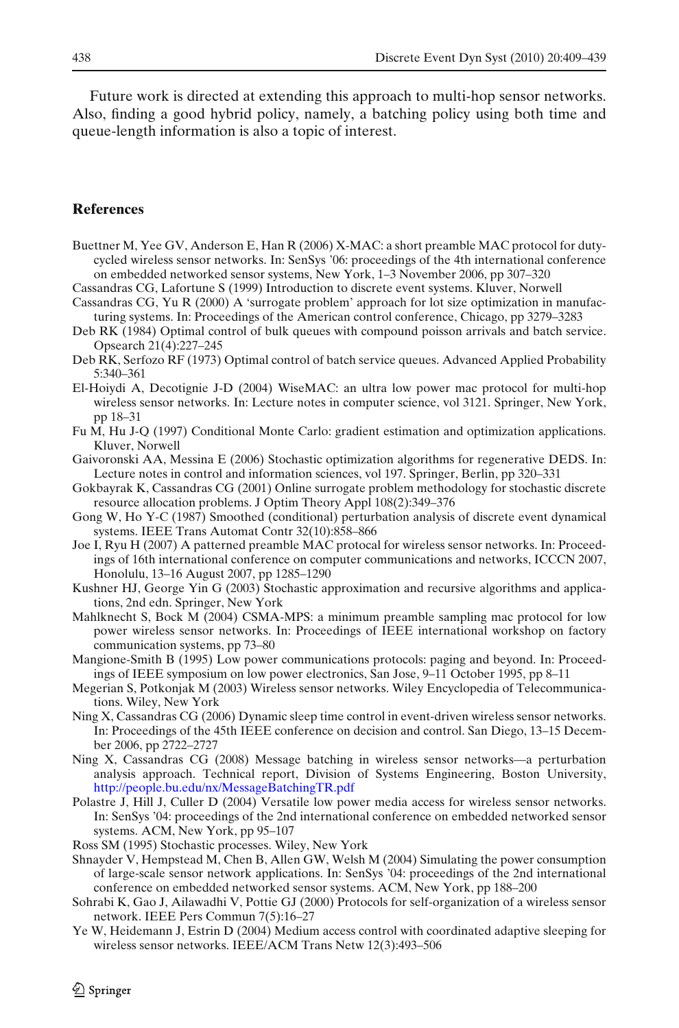Future work is directed at extending this approach to multi-hop sensor networks. Also, finding a good hybrid policy, namely, a batching policy using both time and queue-length information is also a topic of interest.

## References

Buettner M, Yee GV, Anderson E, Han R (2006) X-MAC: a short preamble MAC protocol for duty-cycled wireless sensor networks. In: SenSys '06: proceedings of the 4th international conference on embedded networked sensor systems, New York, 1–3 November 2006, pp 307–320

Cassandras CG, Lafortune S (1999) Introduction to discrete event systems. Kluver, Norwell

Cassandras CG, Yu R (2000) A 'surrogate problem' approach for lot size optimization in manufacturing systems. In: Proceedings of the American control conference, Chicago, pp 3279–3283

Deb RK (1984) Optimal control of bulk queues with compound poisson arrivals and batch service. Opsearch 21(4):227–245

Deb RK, Serfozo RF (1973) Optimal control of batch service queues. Advanced Applied Probability 5:340–361

El-Hoiydi A, Decotignie J-D (2004) WiseMAC: an ultra low power mac protocol for multi-hop wireless sensor networks. In: Lecture notes in computer science, vol 3121. Springer, New York, pp 18–31

Fu M, Hu J-Q (1997) Conditional Monte Carlo: gradient estimation and optimization applications. Kluver, Norwell

Gaivoronski AA, Messina E (2006) Stochastic optimization algorithms for regenerative DEDS. In: Lecture notes in control and information sciences, vol 197. Springer, Berlin, pp 320–331

Gokbayrak K, Cassandras CG (2001) Online surrogate problem methodology for stochastic discrete resource allocation problems. J Optim Theory Appl 108(2):349–376

Gong W, Ho Y-C (1987) Smoothed (conditional) perturbation analysis of discrete event dynamical systems. IEEE Trans Automat Contr 32(10):858–866

Joe I, Ryu H (2007) A patterned preamble MAC protocal for wireless sensor networks. In: Proceedings of 16th international conference on computer communications and networks, ICCCN 2007, Honolulu, 13–16 August 2007, pp 1285–1290

Kushner HJ, George Yin G (2003) Stochastic approximation and recursive algorithms and applications, 2nd edn. Springer, New York

Mahlknecht S, Bock M (2004) CSMA-MPS: a minimum preamble sampling mac protocol for low power wireless sensor networks. In: Proceedings of IEEE international workshop on factory communication systems, pp 73–80

Mangione-Smith B (1995) Low power communications protocols: paging and beyond. In: Proceedings of IEEE symposium on low power electronics, San Jose, 9–11 October 1995, pp 8–11

Megerian S, Potkonjak M (2003) Wireless sensor networks. Wiley Encyclopedia of Telecommunications. Wiley, New York

Ning X, Cassandras CG (2006) Dynamic sleep time control in event-driven wireless sensor networks. In: Proceedings of the 45th IEEE conference on decision and control. San Diego, 13–15 December 2006, pp 2722–2727

Ning X, Cassandras CG (2008) Message batching in wireless sensor networks—a perturbation analysis approach. Technical report, Division of Systems Engineering, Boston University, http://people.bu.edu/nx/MessageBatchingTR.pdf

Polastre J, Hill J, Culler D (2004) Versatile low power media access for wireless sensor networks. In: SenSys '04: proceedings of the 2nd international conference on embedded networked sensor systems. ACM, New York, pp 95–107

Ross SM (1995) Stochastic processes. Wiley, New York

Shnayder V, Hempstead M, Chen B, Allen GW, Welsh M (2004) Simulating the power consumption of large-scale sensor network applications. In: SenSys '04: proceedings of the 2nd international conference on embedded networked sensor systems. ACM, New York, pp 188–200

Sohrabi K, Gao J, Ailawadhi V, Pottie GJ (2000) Protocols for self-organization of a wireless sensor network. IEEE Pers Commun 7(5):16–27

Ye W, Heidemann J, Estrin D (2004) Medium access control with coordinated adaptive sleeping for wireless sensor networks. IEEE/ACM Trans Netw 12(3):493–506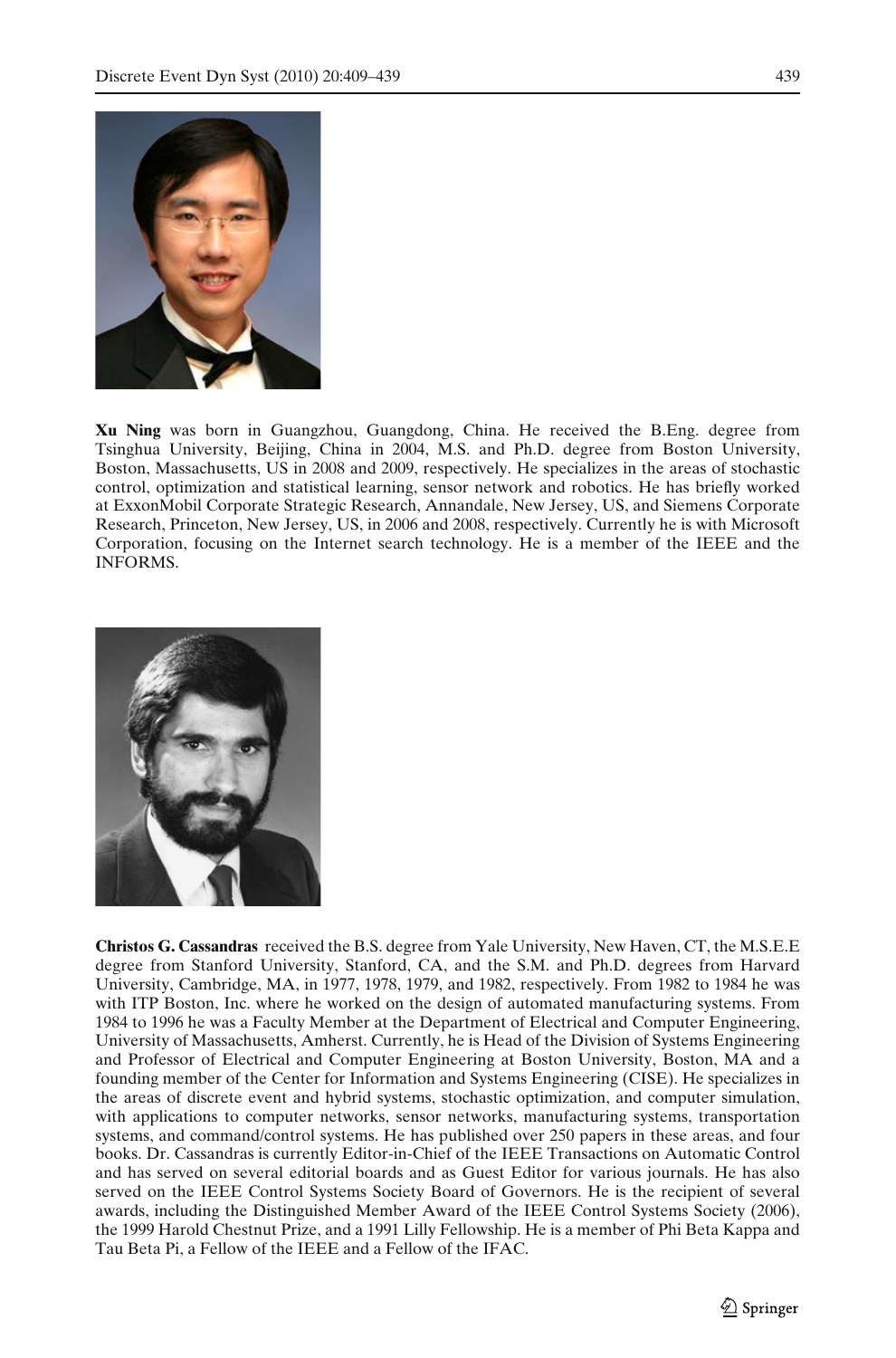**Xu Ning** was born in Guangzhou, Guangdong, China. He received the B.Eng. degree from Tsinghua University, Beijing, China in 2004, M.S. and Ph.D. degree from Boston University, Boston, Massachusetts, US in 2008 and 2009, respectively. He specializes in the areas of stochastic control, optimization and statistical learning, sensor network and robotics. He has briefly worked at ExxonMobil Corporate Strategic Research, Annandale, New Jersey, US, and Siemens Corporate Research, Princeton, New Jersey, US, in 2006 and 2008, respectively. Currently he is with Microsoft Corporation, focusing on the Internet search technology. He is a member of the IEEE and the INFORMS.

**Christos G. Cassandras** received the B.S. degree from Yale University, New Haven, CT, the M.S.E.E degree from Stanford University, Stanford, CA, and the S.M. and Ph.D. degrees from Harvard University, Cambridge, MA, in 1977, 1978, 1979, and 1982, respectively. From 1982 to 1984 he was with ITP Boston, Inc. where he worked on the design of automated manufacturing systems. From 1984 to 1996 he was a Faculty Member at the Department of Electrical and Computer Engineering, University of Massachusetts, Amherst. Currently, he is Head of the Division of Systems Engineering and Professor of Electrical and Computer Engineering at Boston University, Boston, MA and a founding member of the Center for Information and Systems Engineering (CISE). He specializes in the areas of discrete event and hybrid systems, stochastic optimization, and computer simulation, with applications to computer networks, sensor networks, manufacturing systems, transportation systems, and command/control systems. He has published over 250 papers in these areas, and four books. Dr. Cassandras is currently Editor-in-Chief of the IEEE Transactions on Automatic Control and has served on several editorial boards and as Guest Editor for various journals. He has also served on the IEEE Control Systems Society Board of Governors. He is the recipient of several awards, including the Distinguished Member Award of the IEEE Control Systems Society (2006), the 1999 Harold Chestnut Prize, and a 1991 Lilly Fellowship. He is a member of Phi Beta Kappa and Tau Beta Pi, a Fellow of the IEEE and a Fellow of the IFAC.